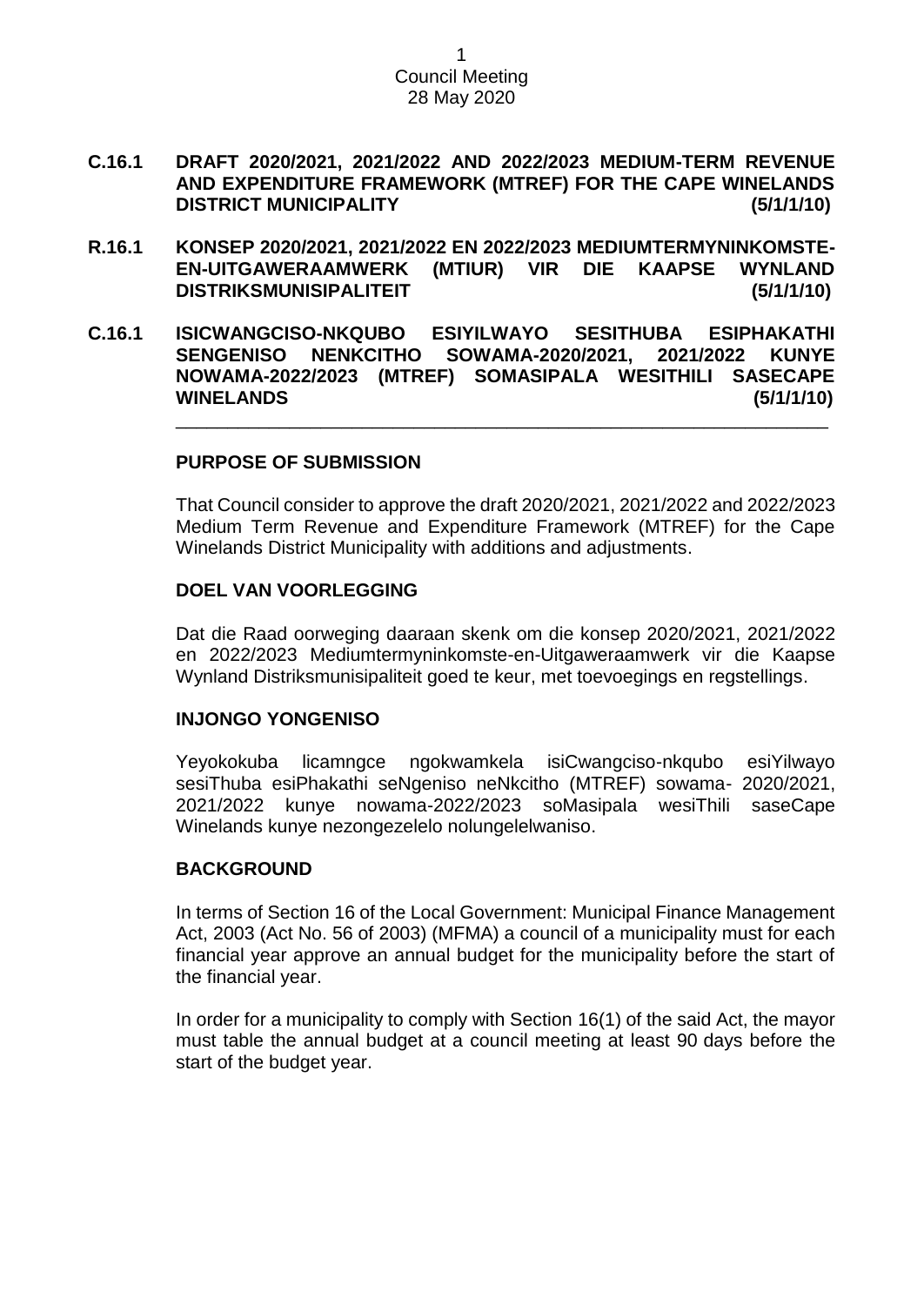**C.16.1 DRAFT 2020/2021, 2021/2022 AND 2022/2023 MEDIUM-TERM REVENUE AND EXPENDITURE FRAMEWORK (MTREF) FOR THE CAPE WINELANDS DISTRICT MUNICIPALITY (5/1/1/10)**

**R.16.1 KONSEP 2020/2021, 2021/2022 EN 2022/2023 MEDIUMTERMYNINKOMSTE-EN-UITGAWERAAMWERK (MTIUR) VIR DIE KAAPSE WYNLAND DISTRIKSMUNISIPALITEIT (5/1/1/10)**

**C.16.1 ISICWANGCISO-NKQUBO ESIYILWAYO SESITHUBA ESIPHAKATHI SENGENISO NENKCITHO SOWAMA-2020/2021, 2021/2022 KUNYE NOWAMA-2022/2023 (MTREF) SOMASIPALA WESITHILI SASECAPE WINELANDS (5/1/1/10)**

---

## PURPOSE OF SUBMISSION

That Council consider to approve the draft 2020/2021, 2021/2022 and 2022/2023 Medium Term Revenue and Expenditure Framework (MTREF) for the Cape Winelands District Municipality with additions and adjustments.

## DOEL VAN VOORLEGGING

Dat die Raad oorweging daaraan skenk om die konsep 2020/2021, 2021/2022 en 2022/2023 Mediumtermyninkomste-en-Uitgaweraamwerk vir die Kaapse Wynland Distriksmunisipaliteit goed te keur, met toevoegings en regstellings.

## INJONGO YONGENISO

Yeyokokuba Iicamngce ngokwamkela isiCwangciso-nkqubo esiYilwayo sesiThuba esiPhakathi seNgeniso neNkcitho (MTREF) sowama- 2020/2021, 2021/2022 kunye nowama-2022/2023 soMasipala wesiThili saseCape Winelands kunye nezongezelelo nolungelelwaniso.

## BACKGROUND

In terms of Section 16 of the Local Government: Municipal Finance Management Act, 2003 (Act No. 56 of 2003) (MFMA) a council of a municipality must for each financial year approve an annual budget for the municipality before the start of the financial year.

In order for a municipality to comply with Section 16(1) of the said Act, the mayor must table the annual budget at a council meeting at least 90 days before the start of the budget year.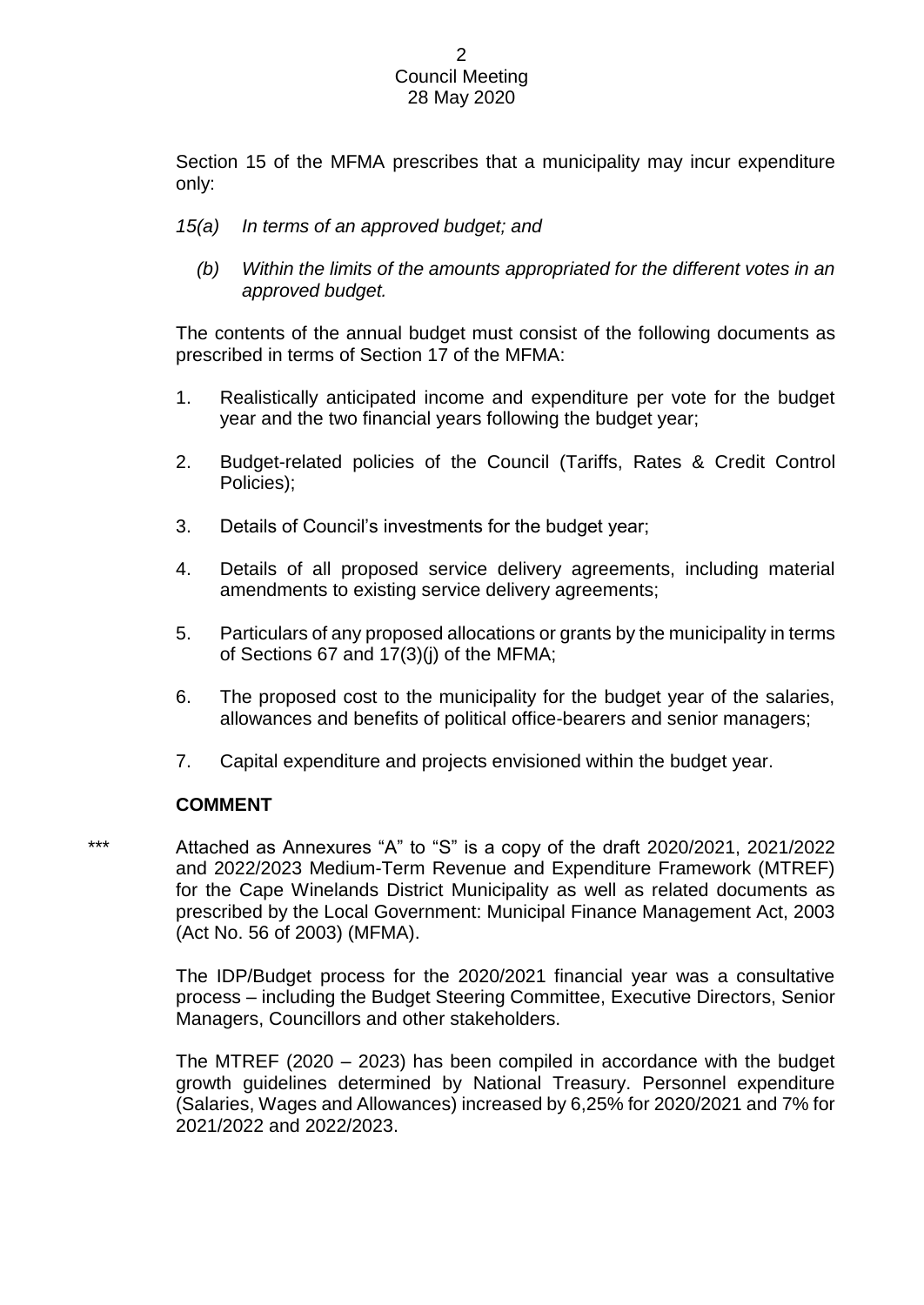Section 15 of the MFMA prescribes that a municipality may incur expenditure only:

*15(a) In terms of an approved budget; and*

*(b) Within the limits of the amounts appropriated for the different votes in an approved budget.*

The contents of the annual budget must consist of the following documents as prescribed in terms of Section 17 of the MFMA:

1. Realistically anticipated income and expenditure per vote for the budget year and the two financial years following the budget year;
2. Budget-related policies of the Council (Tariffs, Rates & Credit Control Policies);
3. Details of Council's investments for the budget year;
4. Details of all proposed service delivery agreements, including material amendments to existing service delivery agreements;
5. Particulars of any proposed allocations or grants by the municipality in terms of Sections 67 and 17(3)(j) of the MFMA;
6. The proposed cost to the municipality for the budget year of the salaries, allowances and benefits of political office-bearers and senior managers;
7. Capital expenditure and projects envisioned within the budget year.

**COMMENT**

*** Attached as Annexures "A" to "S" is a copy of the draft 2020/2021, 2021/2022 and 2022/2023 Medium-Term Revenue and Expenditure Framework (MTREF) for the Cape Winelands District Municipality as well as related documents as prescribed by the Local Government: Municipal Finance Management Act, 2003 (Act No. 56 of 2003) (MFMA).

The IDP/Budget process for the 2020/2021 financial year was a consultative process – including the Budget Steering Committee, Executive Directors, Senior Managers, Councillors and other stakeholders.

The MTREF (2020 – 2023) has been compiled in accordance with the budget growth guidelines determined by National Treasury. Personnel expenditure (Salaries, Wages and Allowances) increased by 6,25% for 2020/2021 and 7% for 2021/2022 and 2022/2023.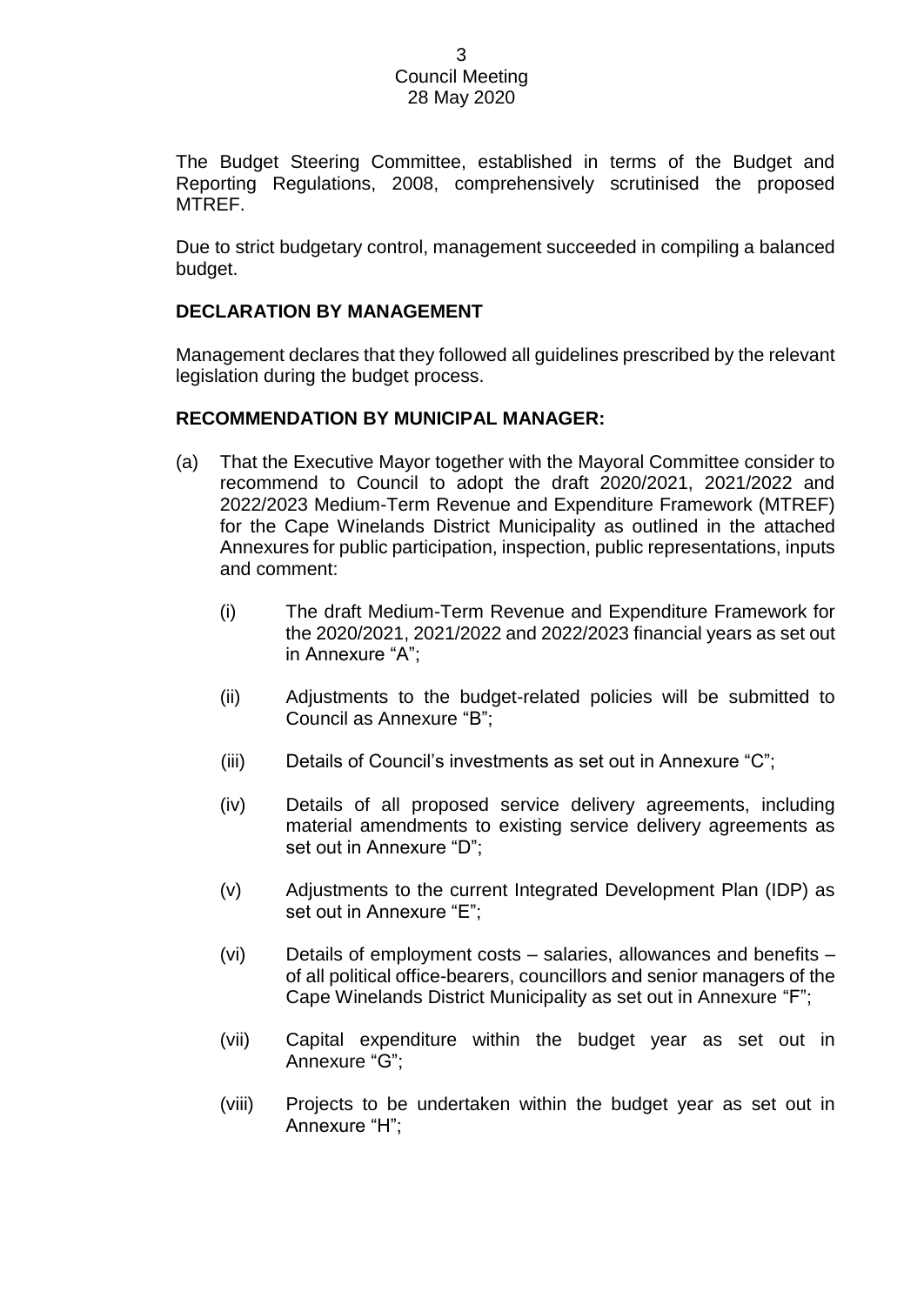The Budget Steering Committee, established in terms of the Budget and Reporting Regulations, 2008, comprehensively scrutinised the proposed MTREF.

Due to strict budgetary control, management succeeded in compiling a balanced budget.

**DECLARATION BY MANAGEMENT**

Management declares that they followed all guidelines prescribed by the relevant legislation during the budget process.

**RECOMMENDATION BY MUNICIPAL MANAGER:**

(a) That the Executive Mayor together with the Mayoral Committee consider to recommend to Council to adopt the draft 2020/2021, 2021/2022 and 2022/2023 Medium-Term Revenue and Expenditure Framework (MTREF) for the Cape Winelands District Municipality as outlined in the attached Annexures for public participation, inspection, public representations, inputs and comment:

   (i) The draft Medium-Term Revenue and Expenditure Framework for the 2020/2021, 2021/2022 and 2022/2023 financial years as set out in Annexure "A";

   (ii) Adjustments to the budget-related policies will be submitted to Council as Annexure "B";

   (iii) Details of Council's investments as set out in Annexure "C";

   (iv) Details of all proposed service delivery agreements, including material amendments to existing service delivery agreements as set out in Annexure "D";

   (v) Adjustments to the current Integrated Development Plan (IDP) as set out in Annexure "E";

   (vi) Details of employment costs – salaries, allowances and benefits – of all political office-bearers, councillors and senior managers of the Cape Winelands District Municipality as set out in Annexure "F";

   (vii) Capital expenditure within the budget year as set out in Annexure "G";

   (viii) Projects to be undertaken within the budget year as set out in Annexure "H";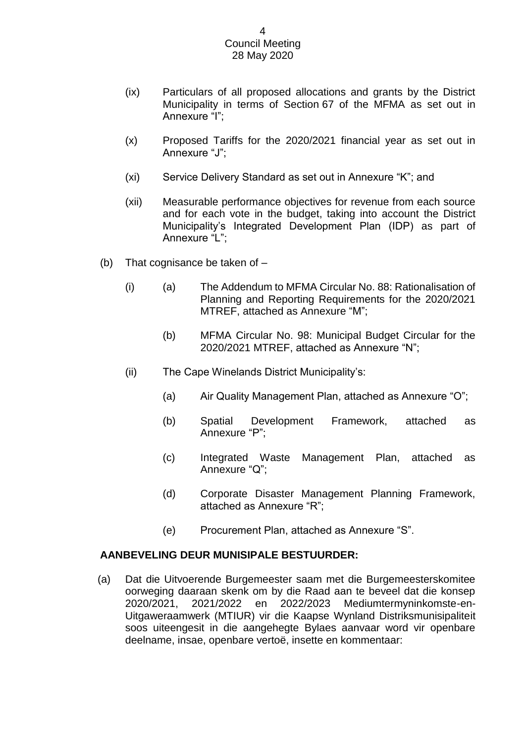(ix) Particulars of all proposed allocations and grants by the District Municipality in terms of Section 67 of the MFMA as set out in Annexure "I";

(x) Proposed Tariffs for the 2020/2021 financial year as set out in Annexure "J";

(xi) Service Delivery Standard as set out in Annexure "K"; and

(xii) Measurable performance objectives for revenue from each source and for each vote in the budget, taking into account the District Municipality's Integrated Development Plan (IDP) as part of Annexure "L";

(b) That cognisance be taken of –

(i) (a) The Addendum to MFMA Circular No. 88: Rationalisation of Planning and Reporting Requirements for the 2020/2021 MTREF, attached as Annexure "M";

(b) MFMA Circular No. 98: Municipal Budget Circular for the 2020/2021 MTREF, attached as Annexure "N";

(ii) The Cape Winelands District Municipality's:

(a) Air Quality Management Plan, attached as Annexure "O";

(b) Spatial Development Framework, attached as Annexure "P";

(c) Integrated Waste Management Plan, attached as Annexure "Q";

(d) Corporate Disaster Management Planning Framework, attached as Annexure "R";

(e) Procurement Plan, attached as Annexure "S".

**AANBEVELING DEUR MUNISIPALE BESTUURDER:**

(a) Dat die Uitvoerende Burgemeester saam met die Burgemeesterskomitee oorweging daaraan skenk om by die Raad aan te beveel dat die konsep 2020/2021, 2021/2022 en 2022/2023 Mediumtermyninkomste-en-Uitgaweraamwerk (MTIUR) vir die Kaapse Wynland Distriksmunisipaliteit soos uiteengesit in die aangehegte Bylaes aanvaar word vir openbare deelname, insae, openbare vertoë, insette en kommentaar: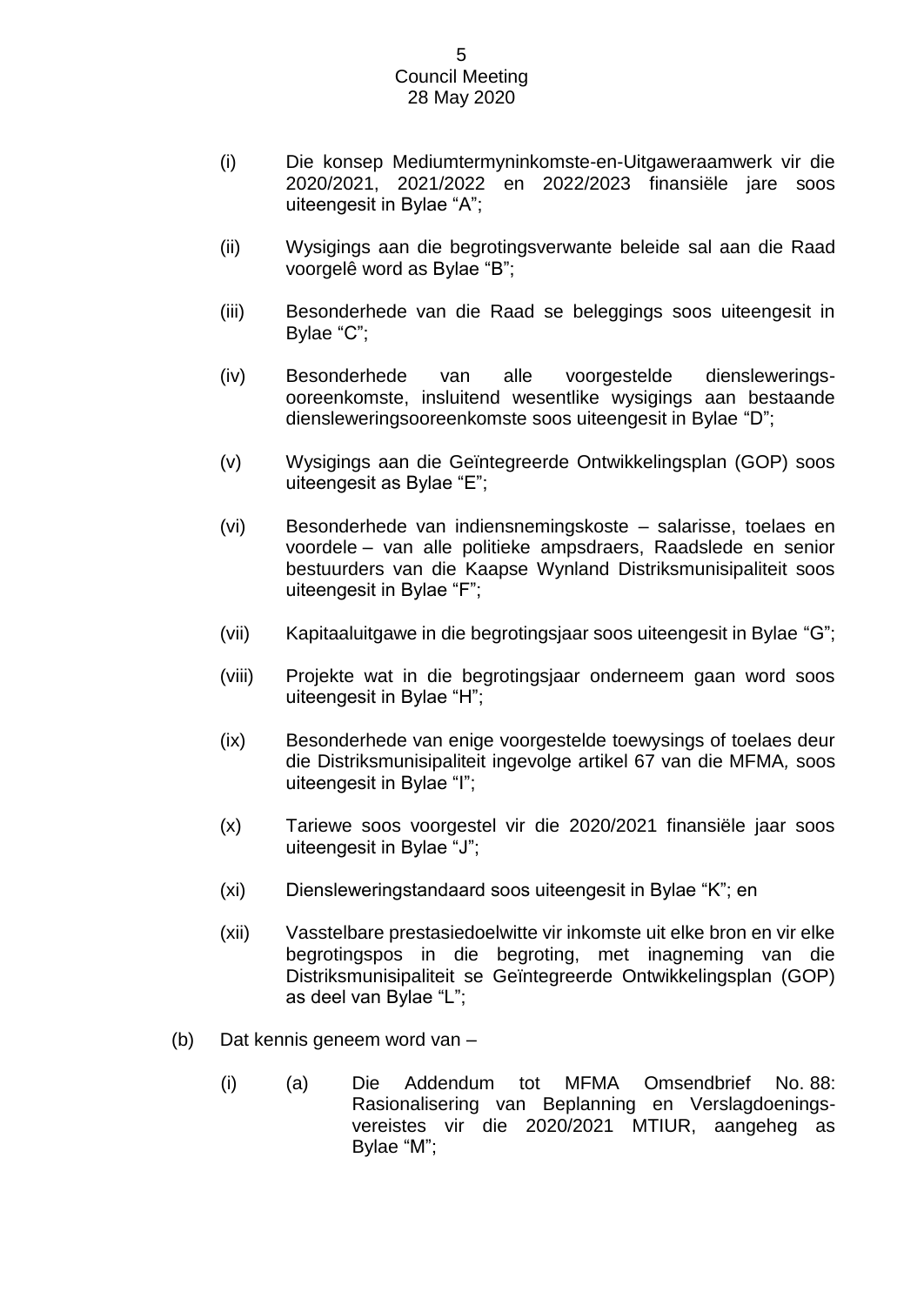(i) Die konsep Mediumtermyninkomste-en-Uitgaweraamwerk vir die 2020/2021, 2021/2022 en 2022/2023 finansiële jare soos uiteengesit in Bylae "A";

(ii) Wysigings aan die begrotingsverwante beleide sal aan die Raad voorgelê word as Bylae "B";

(iii) Besonderhede van die Raad se beleggings soos uiteengesit in Bylae "C";

(iv) Besonderhede van alle voorgestelde diensleweringsooreenkomste, insluitend wesentlike wysigings aan bestaande diensleweringsooreenkomste soos uiteengesit in Bylae "D";

(v) Wysigings aan die Geïntegreerde Ontwikkelingsplan (GOP) soos uiteengesit as Bylae "E";

(vi) Besonderhede van indiensnemingskoste – salarisse, toelaes en voordele – van alle politieke ampsdraers, Raadslede en senior bestuurders van die Kaapse Wynland Distriksmunisipaliteit soos uiteengesit in Bylae "F";

(vii) Kapitaaluitgawe in die begrotingsjaar soos uiteengesit in Bylae "G";

(viii) Projekte wat in die begrotingsjaar onderneem gaan word soos uiteengesit in Bylae "H";

(ix) Besonderhede van enige voorgestelde toewysings of toelaes deur die Distriksmunisipaliteit ingevolge artikel 67 van die MFMA*,* soos uiteengesit in Bylae "I";

(x) Tariewe soos voorgestel vir die 2020/2021 finansiële jaar soos uiteengesit in Bylae "J";

(xi) Diensleweringstandaard soos uiteengesit in Bylae "K"; en

(xii) Vasstelbare prestasiedoelwitte vir inkomste uit elke bron en vir elke begrotingspos in die begroting, met inagneming van die Distriksmunisipaliteit se Geïntegreerde Ontwikkelingsplan (GOP) as deel van Bylae "L";

(b) Dat kennis geneem word van –

(i) (a) Die Addendum tot MFMA Omsendbrief No. 88: Rasionalisering van Beplanning en Verslagdoeningsvereistes vir die 2020/2021 MTIUR, aangeheg as Bylae "M";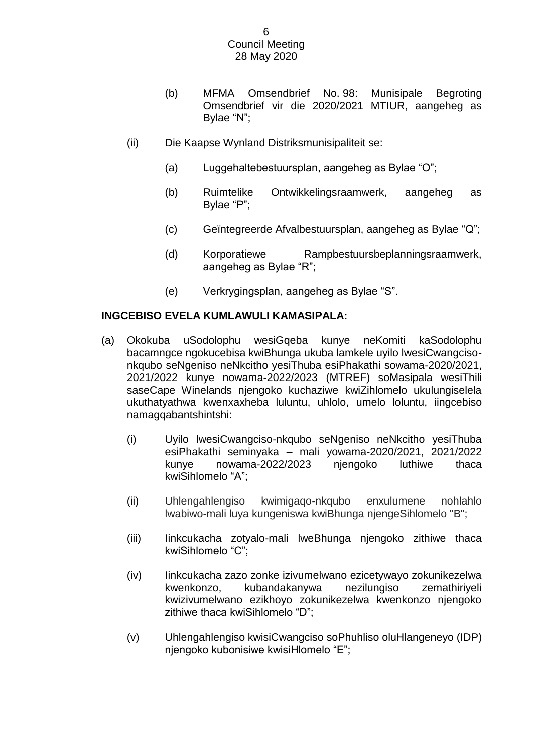(b) MFMA Omsendbrief No. 98: Munisipale Begroting Omsendbrief vir die 2020/2021 MTIUR, aangeheg as Bylae "N";

(ii) Die Kaapse Wynland Distriksmunisipaliteit se:

(a) Luggehaltebestuursplan, aangeheg as Bylae "O";

(b) Ruimtelike Ontwikkelingsraamwerk, aangeheg as Bylae "P";

(c) Geïntegreerde Afvalbestuursplan, aangeheg as Bylae "Q";

(d) Korporatiewe Rampbestuursbeplanningsraamwerk, aangeheg as Bylae "R";

(e) Verkrygingsplan, aangeheg as Bylae "S".

**INGCEBISO EVELA KUMLAWULI KAMASIPALA:**

(a) Okokuba uSodolophu wesiGqeba kunye neKomiti kaSodolophu bacamngce ngokucebisa kwiBhunga ukuba lamkele uyilo lwesiCwangciso-nkqubo seNgeniso neNkcitho yesiThuba esiPhakathi sowama-2020/2021, 2021/2022 kunye nowama-2022/2023 (MTREF) soMasipala wesiThili saseCape Winelands njengoko kuchaziwe kwiZihlomelo ukulungiselela ukuthatyathwa kwenxaxheba luluntu, uhlolo, umelo loluntu, iingcebiso namagqabantshintshi:

(i) Uyilo lwesiCwangciso-nkqubo seNgeniso neNkcitho yesiThuba esiPhakathi seminyaka – mali yowama-2020/2021, 2021/2022 kunye nowama-2022/2023 njengoko luthiwe thaca kwiSihlomelo "A";

(ii) Uhlengahlengiso kwimigaqo-nkqubo enxulumene nohlahlo lwabiwo-mali luya kungeniswa kwiBhunga njengeSihlomelo "B";

(iii) Iinkcukacha zotyalo-mali lweBhunga njengoko zithiwe thaca kwiSihlomelo "C";

(iv) Iinkcukacha zazo zonke izivumelwano ezicetywayo zokunikezelwa kwenkonzo, kubandakanywa nezilungiso zemathiriyeli kwizivumelwano ezikhoyo zokunikezelwa kwenkonzo njengoko zithiwe thaca kwiSihlomelo "D";

(v) Uhlengahlengiso kwisiCwangciso soPhuhliso oluHlangeneyo (IDP) njengoko kubonisiwe kwisiHlomelo "E";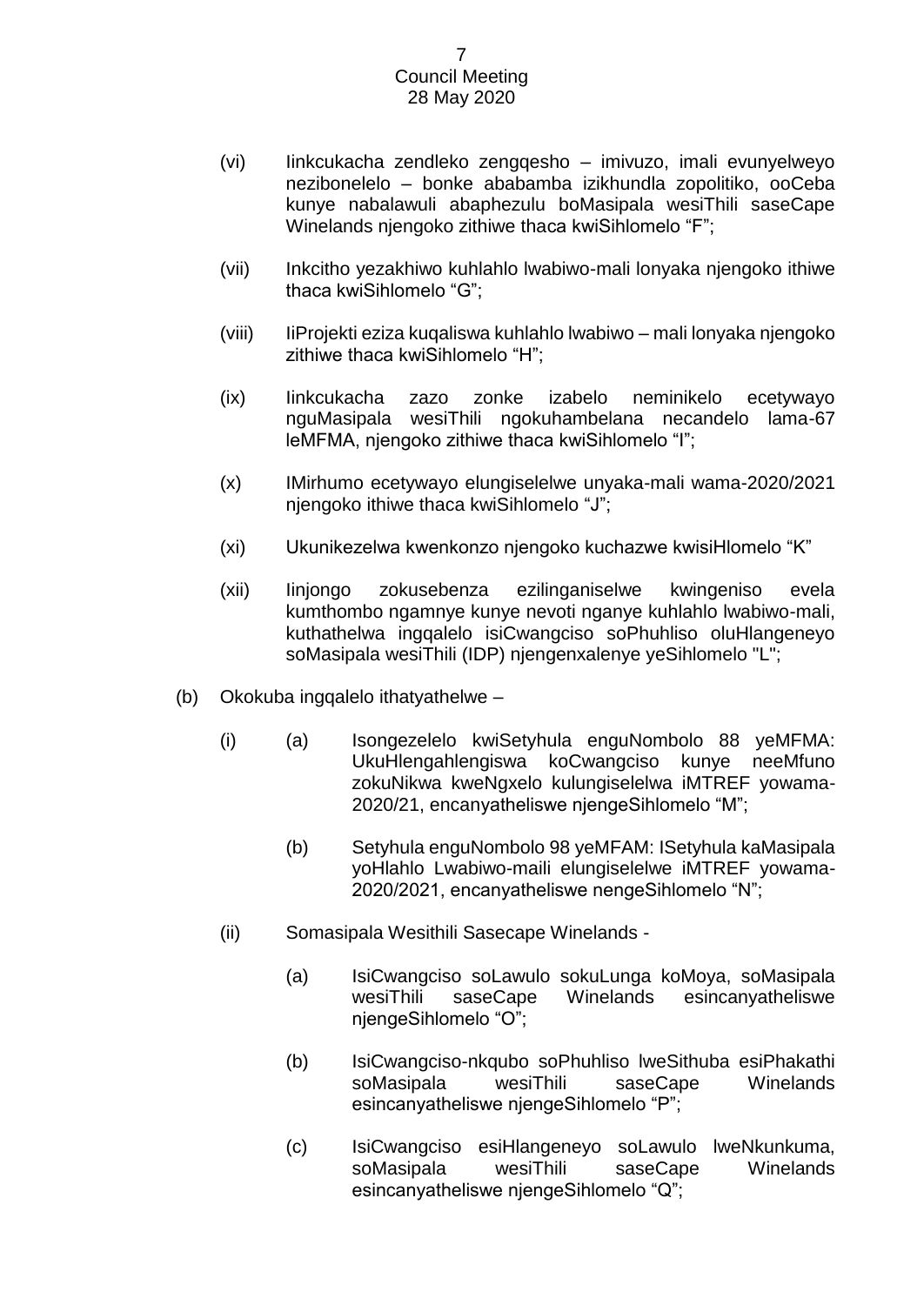(vi) Iinkcukacha zendleko zengqesho – imivuzo, imali evunyelweyo nezibonelelo – bonke ababamba izikhundla zopolitiko, ooCeba kunye nabalawuli abaphezulu boMasipala wesiThili saseCape Winelands njengoko zithiwe thaca kwiSihlomelo "F";

(vii) Inkcitho yezakhiwo kuhlahlo lwabiwo-mali lonyaka njengoko ithiwe thaca kwiSihlomelo "G";

(viii) IiProjekti eziza kuqaliswa kuhlahlo lwabiwo – mali lonyaka njengoko zithiwe thaca kwiSihlomelo "H";

(ix) Iinkcukacha zazo zonke izabelo neminikelo ecetywayo nguMasipala wesiThili ngokuhambelana necandelo lama-67 leMFMA, njengoko zithiwe thaca kwiSihlomelo "I";

(x) IMirhumo ecetywayo elungiselelwe unyaka-mali wama-2020/2021 njengoko ithiwe thaca kwiSihlomelo "J";

(xi) Ukunikezelwa kwenkonzo njengoko kuchazwe kwisiHlomelo "K"

(xii) Iinjongo zokusebenza ezilinganiselwe kwingeniso evela kumthombo ngamnye kunye nevoti nganye kuhlahlo lwabiwo-mali, kuthathelwa ingqalelo isiCwangciso soPhuhliso oluHlangeneyo soMasipala wesiThili (IDP) njengenxalenye yeSihlomelo "L";

(b) Okokuba ingqalelo ithatyathelwe –

(i) (a) Isongezelelo kwiSetyhula enguNombolo 88 yeMFMA: UkuHlengahlengiswa koCwangciso kunye neeMfuno zokuNikwa kweNgxelo kulungiselelwa iMTREF yowama-2020/21, encanyatheliswe njengeSihlomelo "M";

(b) Setyhula enguNombolo 98 yeMFAM: ISetyhula kaMasipala yoHlahlo Lwabiwo-maili elungiselelwe iMTREF yowama-2020/2021, encanyatheliswe nengeSihlomelo "N";

(ii) Somasipala Wesithili Sasecape Winelands -

(a) IsiCwangciso soLawulo sokuLunga koMoya, soMasipala wesiThili saseCape Winelands esincanyatheliswe njengeSihlomelo "O";

(b) IsiCwangciso-nkqubo soPhuhliso lweSithuba esiPhakathi soMasipala wesiThili saseCape Winelands esincanyatheliswe njengeSihlomelo "P";

(c) IsiCwangciso esiHlangeneyo soLawulo lweNkunkuma, soMasipala wesiThili saseCape Winelands esincanyatheliswe njengeSihlomelo "Q";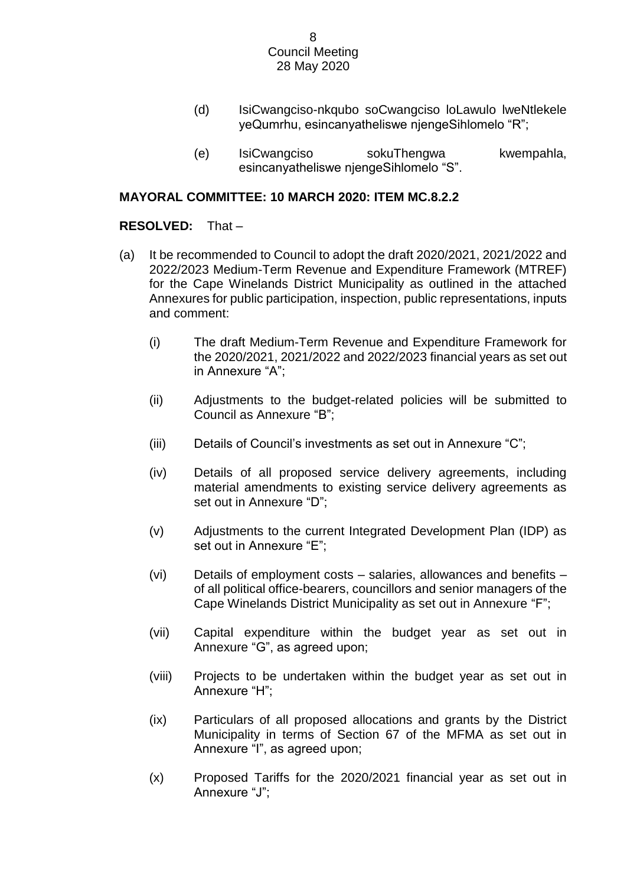(d) IsiCwangciso-nkqubo soCwangciso loLawulo lweNtlekele yeQumrhu, esincanyatheliswe njengeSihlomelo “R”;

(e) IsiCwangciso sokuThengwa kwempahla, esincanyatheliswe njengeSihlomelo “S”.

**MAYORAL COMMITTEE: 10 MARCH 2020: ITEM MC.8.2.2**

**RESOLVED:** That –

(a) It be recommended to Council to adopt the draft 2020/2021, 2021/2022 and 2022/2023 Medium-Term Revenue and Expenditure Framework (MTREF) for the Cape Winelands District Municipality as outlined in the attached Annexures for public participation, inspection, public representations, inputs and comment:

  (i) The draft Medium-Term Revenue and Expenditure Framework for the 2020/2021, 2021/2022 and 2022/2023 financial years as set out in Annexure “A”;

  (ii) Adjustments to the budget-related policies will be submitted to Council as Annexure “B”;

  (iii) Details of Council’s investments as set out in Annexure “C”;

  (iv) Details of all proposed service delivery agreements, including material amendments to existing service delivery agreements as set out in Annexure “D”;

  (v) Adjustments to the current Integrated Development Plan (IDP) as set out in Annexure “E”;

  (vi) Details of employment costs – salaries, allowances and benefits – of all political office-bearers, councillors and senior managers of the Cape Winelands District Municipality as set out in Annexure “F”;

  (vii) Capital expenditure within the budget year as set out in Annexure “G”, as agreed upon;

  (viii) Projects to be undertaken within the budget year as set out in Annexure “H”;

  (ix) Particulars of all proposed allocations and grants by the District Municipality in terms of Section 67 of the MFMA as set out in Annexure “I”, as agreed upon;

  (x) Proposed Tariffs for the 2020/2021 financial year as set out in Annexure “J”;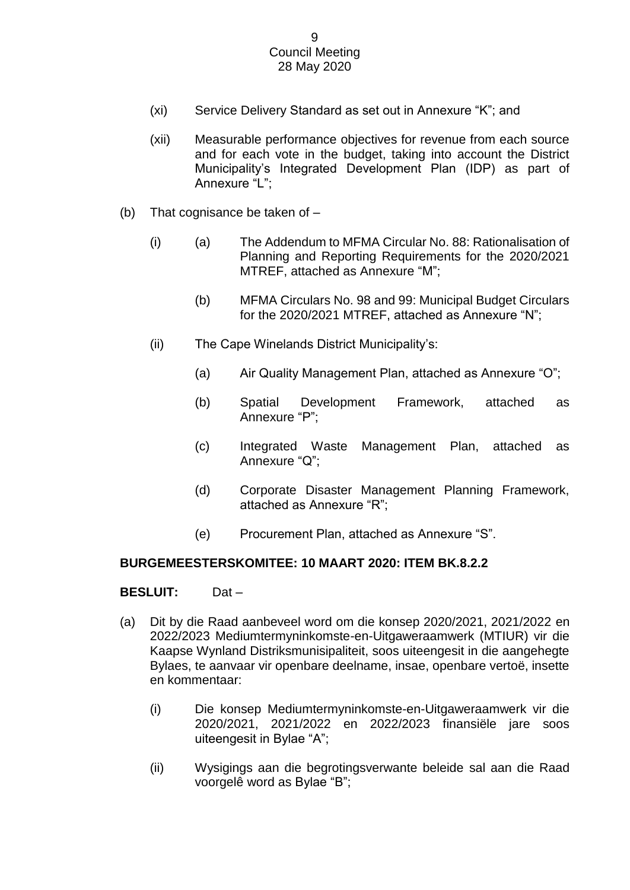(xi) Service Delivery Standard as set out in Annexure "K"; and

(xii) Measurable performance objectives for revenue from each source and for each vote in the budget, taking into account the District Municipality's Integrated Development Plan (IDP) as part of Annexure "L";

(b) That cognisance be taken of –

(i) (a) The Addendum to MFMA Circular No. 88: Rationalisation of Planning and Reporting Requirements for the 2020/2021 MTREF, attached as Annexure "M";

(b) MFMA Circulars No. 98 and 99: Municipal Budget Circulars for the 2020/2021 MTREF, attached as Annexure "N";

(ii) The Cape Winelands District Municipality's:

(a) Air Quality Management Plan, attached as Annexure "O";

(b) Spatial Development Framework, attached as Annexure "P";

(c) Integrated Waste Management Plan, attached as Annexure "Q";

(d) Corporate Disaster Management Planning Framework, attached as Annexure "R";

(e) Procurement Plan, attached as Annexure "S".

**BURGEMEESTERSKOMITEE: 10 MAART 2020: ITEM BK.8.2.2**

**BESLUIT:** Dat –

(a) Dit by die Raad aanbeveel word om die konsep 2020/2021, 2021/2022 en 2022/2023 Mediumtermyninkomste-en-Uitgaweraamwerk (MTIUR) vir die Kaapse Wynland Distriksmunisipaliteit, soos uiteengesit in die aangehegte Bylaes, te aanvaar vir openbare deelname, insae, openbare vertoë, insette en kommentaar:

(i) Die konsep Mediumtermyninkomste-en-Uitgaweraamwerk vir die 2020/2021, 2021/2022 en 2022/2023 finansiële jare soos uiteengesit in Bylae "A";

(ii) Wysigings aan die begrotingsverwante beleide sal aan die Raad voorgelê word as Bylae "B";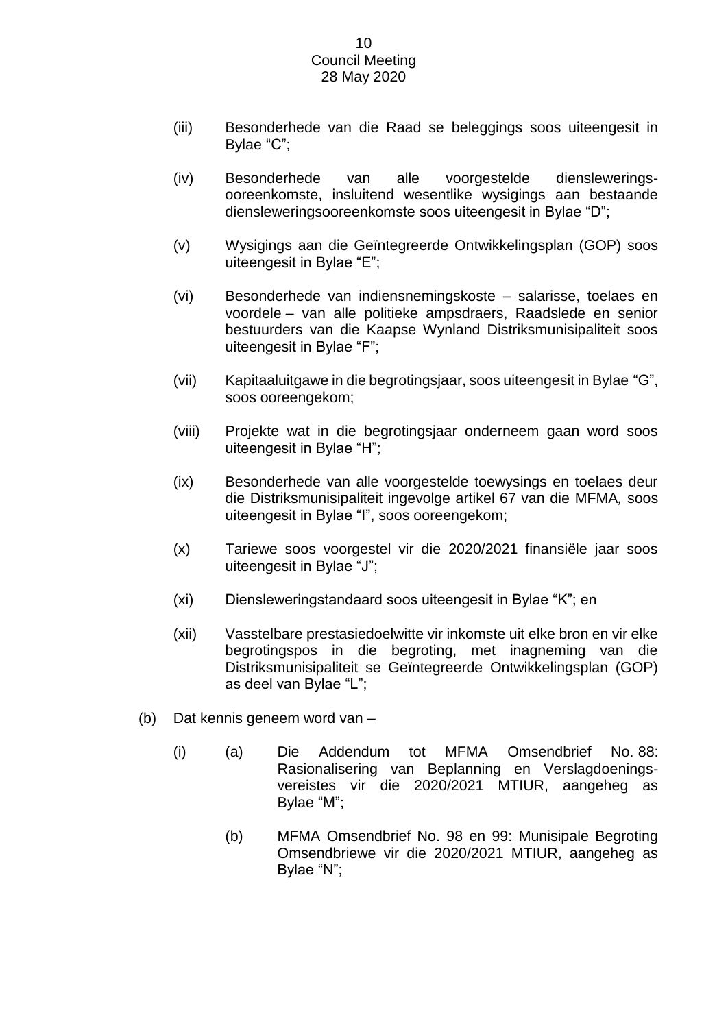(iii) Besonderhede van die Raad se beleggings soos uiteengesit in Bylae "C";

(iv) Besonderhede van alle voorgestelde diensleweringsooreenkomste, insluitend wesentlike wysigings aan bestaande diensleweringsooreenkomste soos uiteengesit in Bylae "D";

(v) Wysigings aan die Geïntegreerde Ontwikkelingsplan (GOP) soos uiteengesit in Bylae "E";

(vi) Besonderhede van indiensnemingskoste – salarisse, toelaes en voordele – van alle politieke ampsdraers, Raadslede en senior bestuurders van die Kaapse Wynland Distriksmunisipaliteit soos uiteengesit in Bylae "F";

(vii) Kapitaaluitgawe in die begrotingsjaar, soos uiteengesit in Bylae "G", soos ooreengekom;

(viii) Projekte wat in die begrotingsjaar onderneem gaan word soos uiteengesit in Bylae "H";

(ix) Besonderhede van alle voorgestelde toewysings en toelaes deur die Distriksmunisipaliteit ingevolge artikel 67 van die MFMA*,* soos uiteengesit in Bylae "I", soos ooreengekom;

(x) Tariewe soos voorgestel vir die 2020/2021 finansiële jaar soos uiteengesit in Bylae "J";

(xi) Diensleweringstandaard soos uiteengesit in Bylae "K"; en

(xii) Vasstelbare prestasiedoelwitte vir inkomste uit elke bron en vir elke begrotingspos in die begroting, met inagneming van die Distriksmunisipaliteit se Geïntegreerde Ontwikkelingsplan (GOP) as deel van Bylae "L";

(b) Dat kennis geneem word van –

(i) (a) Die Addendum tot MFMA Omsendbrief No. 88: Rasionalisering van Beplanning en Verslagdoeningsvereistes vir die 2020/2021 MTIUR, aangeheg as Bylae "M";

(b) MFMA Omsendbrief No. 98 en 99: Munisipale Begroting Omsendbriewe vir die 2020/2021 MTIUR, aangeheg as Bylae "N";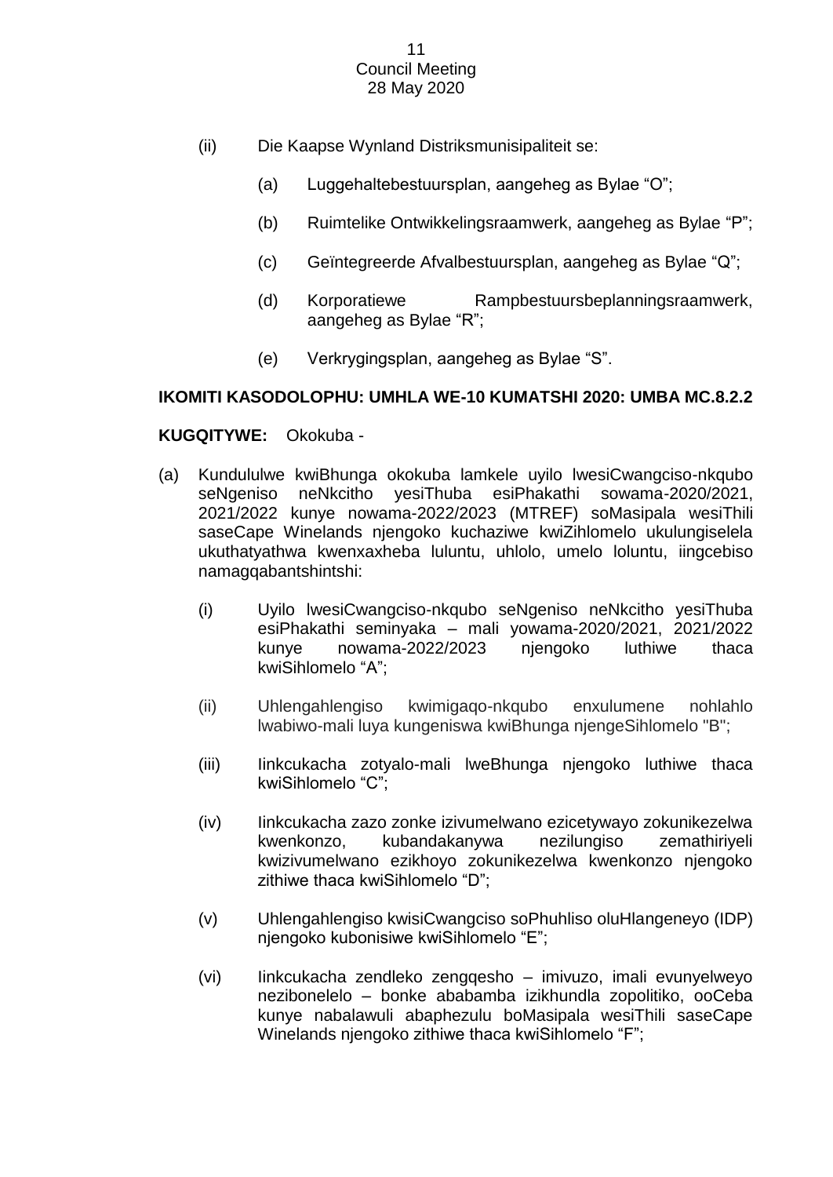(ii) Die Kaapse Wynland Distriksmunisipaliteit se:

(a) Luggehaltebestuursplan, aangeheg as Bylae "O";

(b) Ruimtelike Ontwikkelingsraamwerk, aangeheg as Bylae "P";

(c) Geïntegreerde Afvalbestuursplan, aangeheg as Bylae "Q";

(d) Korporatiewe Rampbestuursbeplanningsraamwerk, aangeheg as Bylae "R";

(e) Verkrygingsplan, aangeheg as Bylae "S".

**IKOMITI KASODOLOPHU: UMHLA WE-10 KUMATSHI 2020: UMBA MC.8.2.2**

**KUGQITYWE:** Okokuba -

(a) Kundululwe kwiBhunga okokuba lamkele uyilo lwesiCwangciso-nkqubo seNgeniso neNkcitho yesiThuba esiPhakathi sowama-2020/2021, 2021/2022 kunye nowama-2022/2023 (MTREF) soMasipala wesiThili saseCape Winelands njengoko kuchaziwe kwiZihlomelo ukulungiselela ukuthatyathwa kwenxaxheba luluntu, uhlolo, umelo loluntu, iingcebiso namagqabantshintshi:

(i) Uyilo lwesiCwangciso-nkqubo seNgeniso neNkcitho yesiThuba esiPhakathi seminyaka – mali yowama-2020/2021, 2021/2022 kunye nowama-2022/2023 njengoko luthiwe thaca kwiSihlomelo "A";

(ii) Uhlengahlengiso kwimigaqo-nkqubo enxulumene nohlahlo lwabiwo-mali luya kungeniswa kwiBhunga njengeSihlomelo "B";

(iii) Iinkcukacha zotyalo-mali lweBhunga njengoko luthiwe thaca kwiSihlomelo "C";

(iv) Iinkcukacha zazo zonke izivumelwano ezicetywayo zokunikezelwa kwenkonzo, kubandakanywa nezilungiso zemathiriyeli kwizivumelwano ezikhoyo zokunikezelwa kwenkonzo njengoko zithiwe thaca kwiSihlomelo "D";

(v) Uhlengahlengiso kwisiCwangciso soPhuhliso oluHlangeneyo (IDP) njengoko kubonisiwe kwiSihlomelo "E";

(vi) Iinkcukacha zendleko zengqesho – imivuzo, imali evunyelweyo nezibonelelo – bonke ababamba izikhundla zopolitiko, ooCeba kunye nabalawuli abaphezulu boMasipala wesiThili saseCape Winelands njengoko zithiwe thaca kwiSihlomelo "F";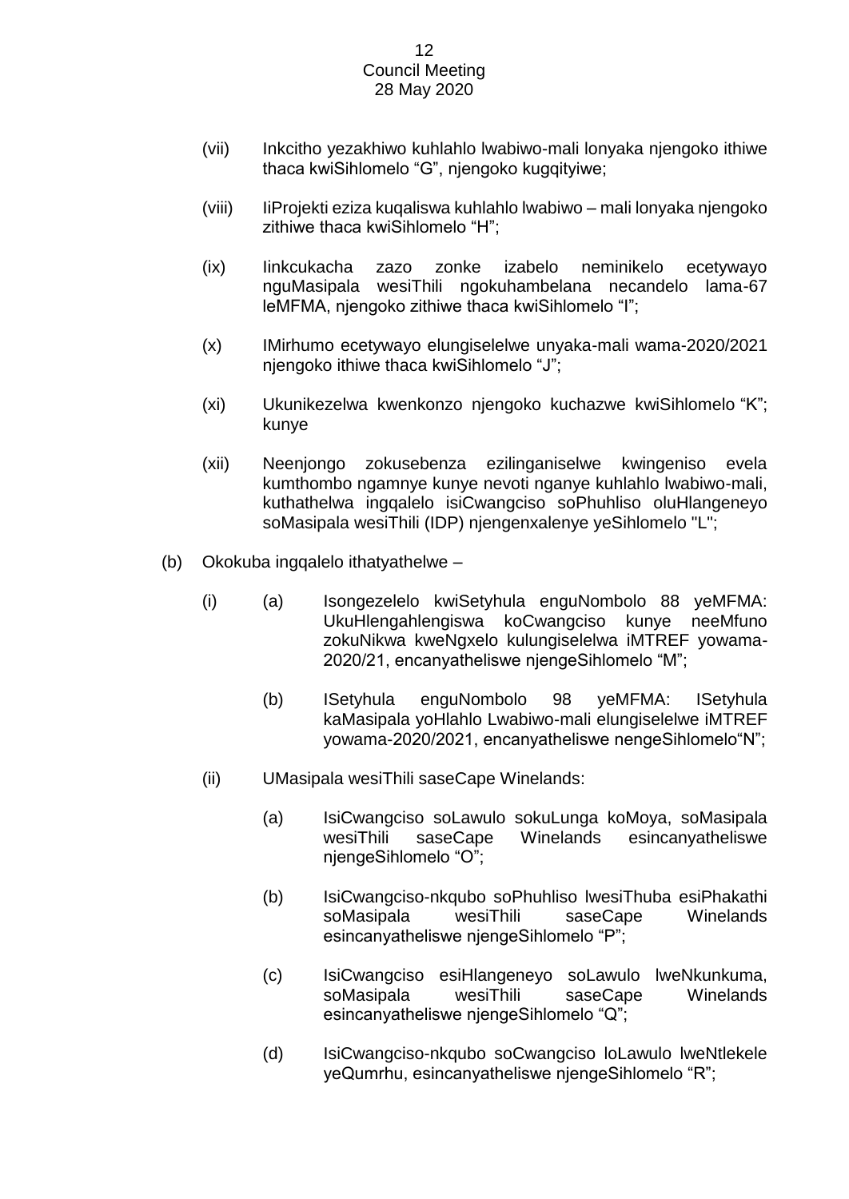(vii) Inkcitho yezakhiwo kuhlahlo lwabiwo-mali lonyaka njengoko ithiwe thaca kwiSihlomelo "G", njengoko kugqityiwe;

(viii) IiProjekti eziza kuqaliswa kuhlahlo lwabiwo – mali lonyaka njengoko zithiwe thaca kwiSihlomelo "H";

(ix) Iinkcukacha zazo zonke izabelo neminikelo ecetywayo nguMasipala wesiThili ngokuhambelana necandelo lama-67 leMFMA, njengoko zithiwe thaca kwiSihlomelo "I";

(x) IMirhumo ecetywayo elungiselelwe unyaka-mali wama-2020/2021 njengoko ithiwe thaca kwiSihlomelo "J";

(xi) Ukunikezelwa kwenkonzo njengoko kuchazwe kwiSihlomelo "K"; kunye

(xii) Neenjongo zokusebenza ezilinganiselwe kwingeniso evela kumthombo ngamnye kunye nevoti nganye kuhlahlo lwabiwo-mali, kuthathelwa ingqalelo isiCwangciso soPhuhliso oluHlangeneyo soMasipala wesiThili (IDP) njengenxalenye yeSihlomelo "L";

(b) Okokuba ingqalelo ithatyathelwe –

(i) (a) Isongezelelo kwiSetyhula enguNombolo 88 yeMFMA: UkuHlengahlengiswa koCwangciso kunye neeMfuno zokuNikwa kweNgxelo kulungiselelwa iMTREF yowama-2020/21, encanyatheliswe njengeSihlomelo "M";

(b) ISetyhula enguNombolo 98 yeMFMA: ISetyhula kaMasipala yoHlahlo Lwabiwo-mali elungiselelwe iMTREF yowama-2020/2021, encanyatheliswe nengeSihlomelo"N";

(ii) UMasipala wesiThili saseCape Winelands:

(a) IsiCwangciso soLawulo sokuLunga koMoya, soMasipala wesiThili saseCape Winelands esincanyatheliswe njengeSihlomelo "O";

(b) IsiCwangciso-nkqubo soPhuhliso lwesiThuba esiPhakathi soMasipala wesiThili saseCape Winelands esincanyatheliswe njengeSihlomelo "P";

(c) IsiCwangciso esiHlangeneyo soLawulo lweNkunkuma, soMasipala wesiThili saseCape Winelands esincanyatheliswe njengeSihlomelo "Q";

(d) IsiCwangciso-nkqubo soCwangciso loLawulo lweNtlekele yeQumrhu, esincanyatheliswe njengeSihlomelo "R";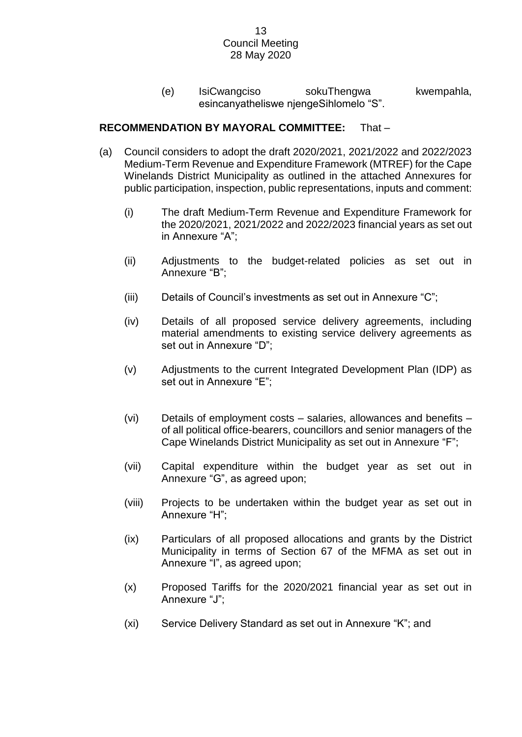(e) IsiCwangciso sokuThengwa kwempahla, esincanyatheliswe njengeSihlomelo "S".

**RECOMMENDATION BY MAYORAL COMMITTEE:** That –

(a) Council considers to adopt the draft 2020/2021, 2021/2022 and 2022/2023 Medium-Term Revenue and Expenditure Framework (MTREF) for the Cape Winelands District Municipality as outlined in the attached Annexures for public participation, inspection, public representations, inputs and comment:

(i) The draft Medium-Term Revenue and Expenditure Framework for the 2020/2021, 2021/2022 and 2022/2023 financial years as set out in Annexure "A";

(ii) Adjustments to the budget-related policies as set out in Annexure "B";

(iii) Details of Council's investments as set out in Annexure "C";

(iv) Details of all proposed service delivery agreements, including material amendments to existing service delivery agreements as set out in Annexure "D";

(v) Adjustments to the current Integrated Development Plan (IDP) as set out in Annexure "E";

(vi) Details of employment costs – salaries, allowances and benefits – of all political office-bearers, councillors and senior managers of the Cape Winelands District Municipality as set out in Annexure "F";

(vii) Capital expenditure within the budget year as set out in Annexure "G", as agreed upon;

(viii) Projects to be undertaken within the budget year as set out in Annexure "H";

(ix) Particulars of all proposed allocations and grants by the District Municipality in terms of Section 67 of the MFMA as set out in Annexure "I", as agreed upon;

(x) Proposed Tariffs for the 2020/2021 financial year as set out in Annexure "J";

(xi) Service Delivery Standard as set out in Annexure "K"; and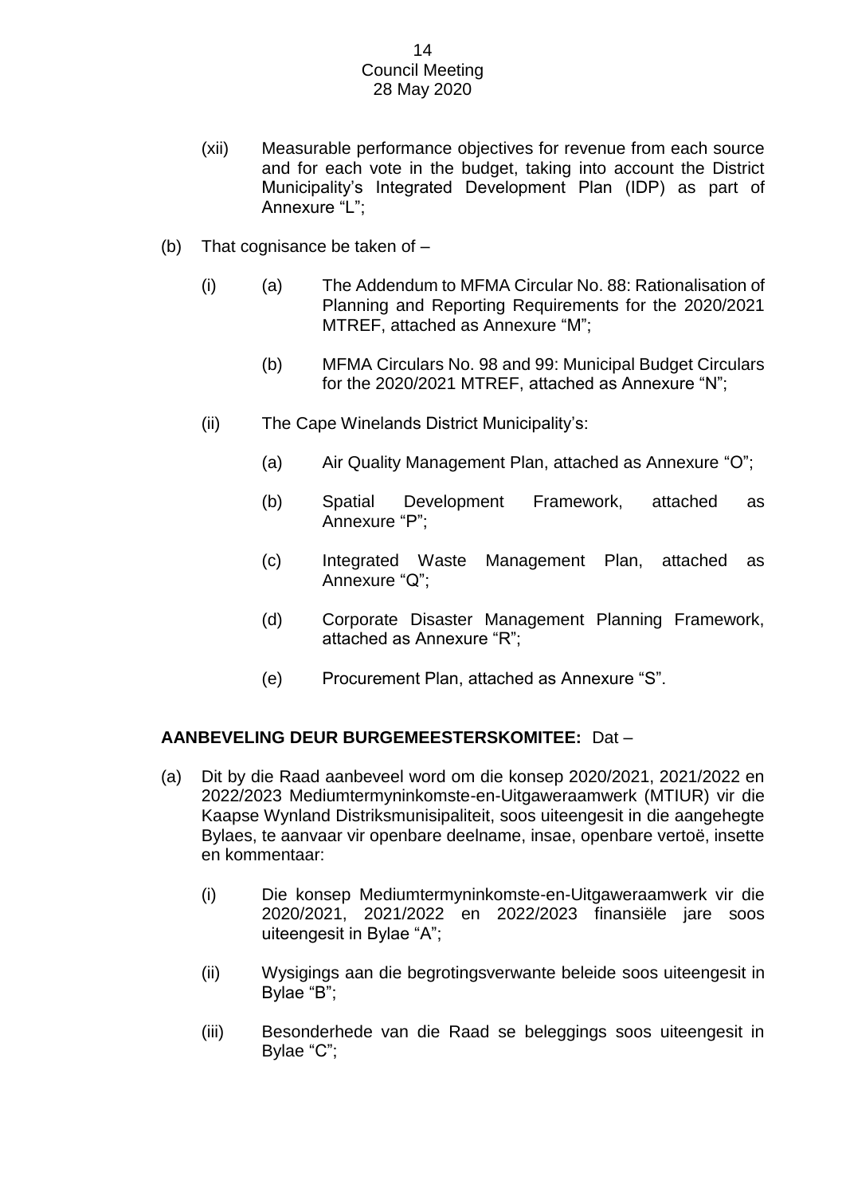(xii) Measurable performance objectives for revenue from each source and for each vote in the budget, taking into account the District Municipality's Integrated Development Plan (IDP) as part of Annexure "L";

(b) That cognisance be taken of –

(i) (a) The Addendum to MFMA Circular No. 88: Rationalisation of Planning and Reporting Requirements for the 2020/2021 MTREF, attached as Annexure "M";

(b) MFMA Circulars No. 98 and 99: Municipal Budget Circulars for the 2020/2021 MTREF, attached as Annexure "N";

(ii) The Cape Winelands District Municipality's:

(a) Air Quality Management Plan, attached as Annexure "O";

(b) Spatial Development Framework, attached as Annexure "P";

(c) Integrated Waste Management Plan, attached as Annexure "Q";

(d) Corporate Disaster Management Planning Framework, attached as Annexure "R";

(e) Procurement Plan, attached as Annexure "S".

**AANBEVELING DEUR BURGEMEESTERSKOMITEE:** Dat –

(a) Dit by die Raad aanbeveel word om die konsep 2020/2021, 2021/2022 en 2022/2023 Mediumtermyninkomste-en-Uitgaweraamwerk (MTIUR) vir die Kaapse Wynland Distriksmunisipaliteit, soos uiteengesit in die aangehegte Bylaes, te aanvaar vir openbare deelname, insae, openbare vertoë, insette en kommentaar:

(i) Die konsep Mediumtermyninkomste-en-Uitgaweraamwerk vir die 2020/2021, 2021/2022 en 2022/2023 finansiële jare soos uiteengesit in Bylae "A";

(ii) Wysigings aan die begrotingsverwante beleide soos uiteengesit in Bylae "B";

(iii) Besonderhede van die Raad se beleggings soos uiteengesit in Bylae "C";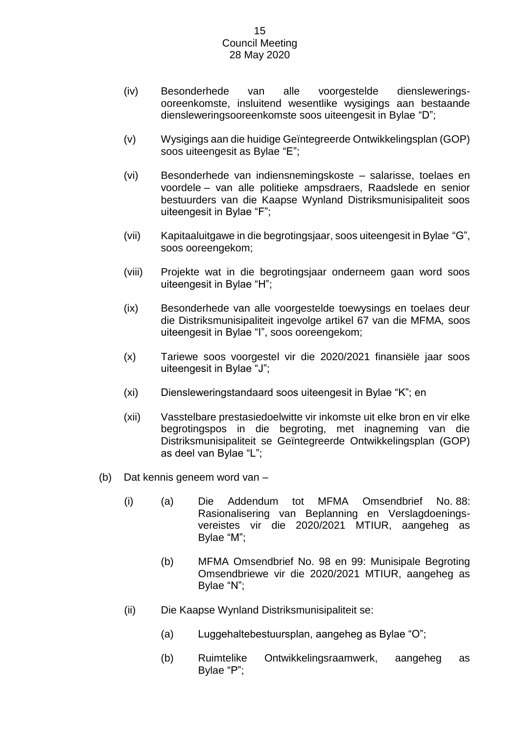(iv) Besonderhede van alle voorgestelde dienslewerings-ooreenkomste, insluitend wesentlike wysigings aan bestaande diensleweringsooreenkomste soos uiteengesit in Bylae "D";

(v) Wysigings aan die huidige Geïntegreerde Ontwikkelingsplan (GOP) soos uiteengesit as Bylae "E";

(vi) Besonderhede van indiensnemingskoste – salarisse, toelaes en voordele – van alle politieke ampsdraers, Raadslede en senior bestuurders van die Kaapse Wynland Distriksmunisipaliteit soos uiteengesit in Bylae "F";

(vii) Kapitaaluitgawe in die begrotingsjaar, soos uiteengesit in Bylae "G", soos ooreengekom;

(viii) Projekte wat in die begrotingsjaar onderneem gaan word soos uiteengesit in Bylae "H";

(ix) Besonderhede van alle voorgestelde toewysings en toelaes deur die Distriksmunisipaliteit ingevolge artikel 67 van die MFMA*,* soos uiteengesit in Bylae "I", soos ooreengekom;

(x) Tariewe soos voorgestel vir die 2020/2021 finansiële jaar soos uiteengesit in Bylae "J";

(xi) Diensleweringstandaard soos uiteengesit in Bylae "K"; en

(xii) Vasstelbare prestasiedoelwitte vir inkomste uit elke bron en vir elke begrotingspos in die begroting, met inagneming van die Distriksmunisipaliteit se Geïntegreerde Ontwikkelingsplan (GOP) as deel van Bylae "L";

(b) Dat kennis geneem word van –

(i) (a) Die Addendum tot MFMA Omsendbrief No. 88: Rasionalisering van Beplanning en Verslagdoenings-vereistes vir die 2020/2021 MTIUR, aangeheg as Bylae "M";

(b) MFMA Omsendbrief No. 98 en 99: Munisipale Begroting Omsendbriewe vir die 2020/2021 MTIUR, aangeheg as Bylae "N";

(ii) Die Kaapse Wynland Distriksmunisipaliteit se:

(a) Luggehaltebestuursplan, aangeheg as Bylae "O";

(b) Ruimtelike Ontwikkelingsraamwerk, aangeheg as Bylae "P";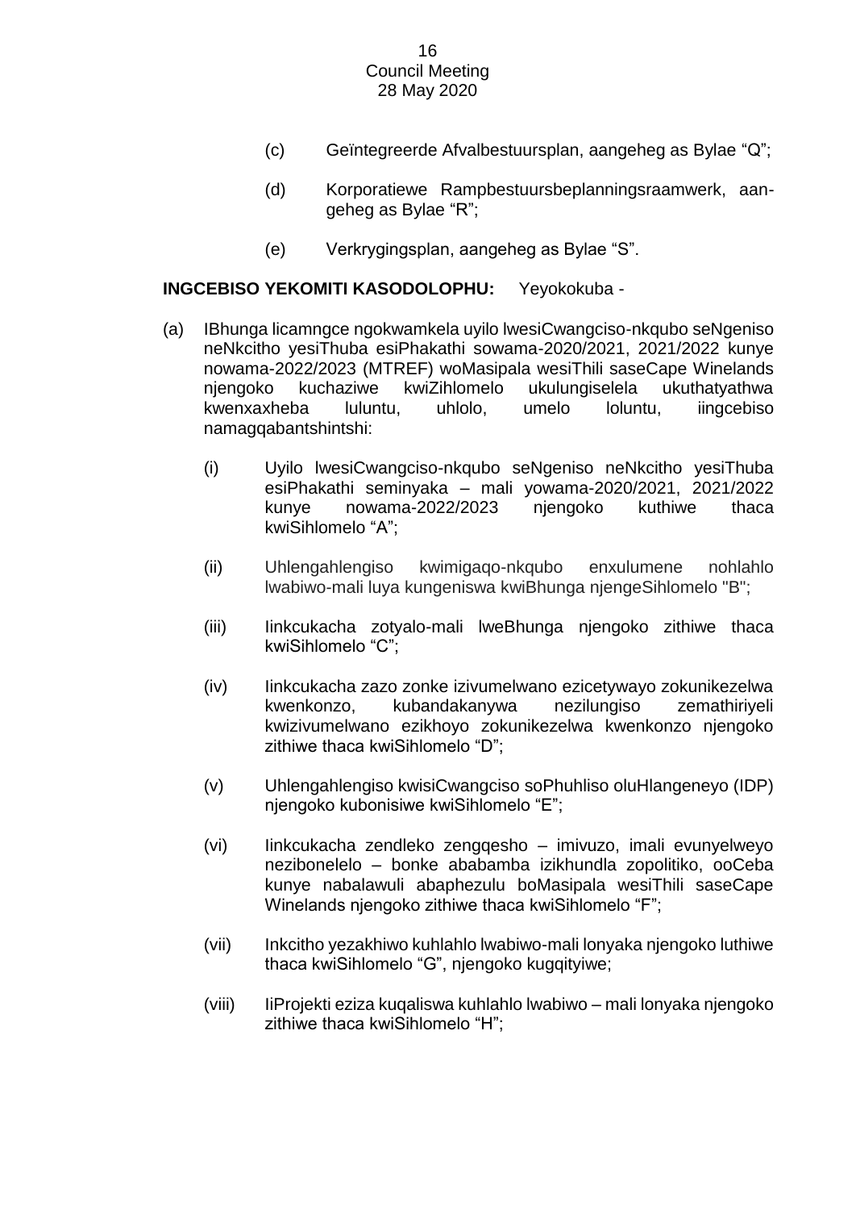(c) Geïntegreerde Afvalbestuursplan, aangeheg as Bylae "Q";

(d) Korporatiewe Rampbestuursbeplanningsraamwerk, aangeheg as Bylae "R";

(e) Verkrygingsplan, aangeheg as Bylae "S".

**INGCEBISO YEKOMITI KASODOLOPHU:** Yeyokokuba -

(a) IBhunga licamngce ngokwamkela uyilo lwesiCwangciso-nkqubo seNgeniso neNkcitho yesiThuba esiPhakathi sowama-2020/2021, 2021/2022 kunye nowama-2022/2023 (MTREF) woMasipala wesiThili saseCape Winelands njengoko kuchaziwe kwiZihlomelo ukulungiselela ukuthatyathwa kwenxaxheba luluntu, uhlolo, umelo loluntu, iingcebiso namagqabantshintshi:

(i) Uyilo lwesiCwangciso-nkqubo seNgeniso neNkcitho yesiThuba esiPhakathi seminyaka – mali yowama-2020/2021, 2021/2022 kunye nowama-2022/2023 njengoko kuthiwe thaca kwiSihlomelo "A";

(ii) Uhlengahlengiso kwimigaqo-nkqubo enxulumene nohlahlo lwabiwo-mali luya kungeniswa kwiBhunga njengeSihlomelo "B";

(iii) Iinkcukacha zotyalo-mali lweBhunga njengoko zithiwe thaca kwiSihlomelo "C";

(iv) Iinkcukacha zazo zonke izivumelwano ezicetywayo zokunikezelwa kwenkonzo, kubandakanywa nezilungiso zemathiriyeli kwizivumelwano ezikhoyo zokunikezelwa kwenkonzo njengoko zithiwe thaca kwiSihlomelo "D";

(v) Uhlengahlengiso kwisiCwangciso soPhuhliso oluHlangeneyo (IDP) njengoko kubonisiwe kwiSihlomelo "E";

(vi) Iinkcukacha zendleko zengqesho – imivuzo, imali evunyelweyo nezibonelelo – bonke ababamba izikhundla zopolitiko, ooCeba kunye nabalawuli abaphezulu boMasipala wesiThili saseCape Winelands njengoko zithiwe thaca kwiSihlomelo "F";

(vii) Inkcitho yezakhiwo kuhlahlo lwabiwo-mali lonyaka njengoko luthiwe thaca kwiSihlomelo "G", njengoko kugqityiwe;

(viii) IiProjekti eziza kuqaliswa kuhlahlo lwabiwo – mali lonyaka njengoko zithiwe thaca kwiSihlomelo "H";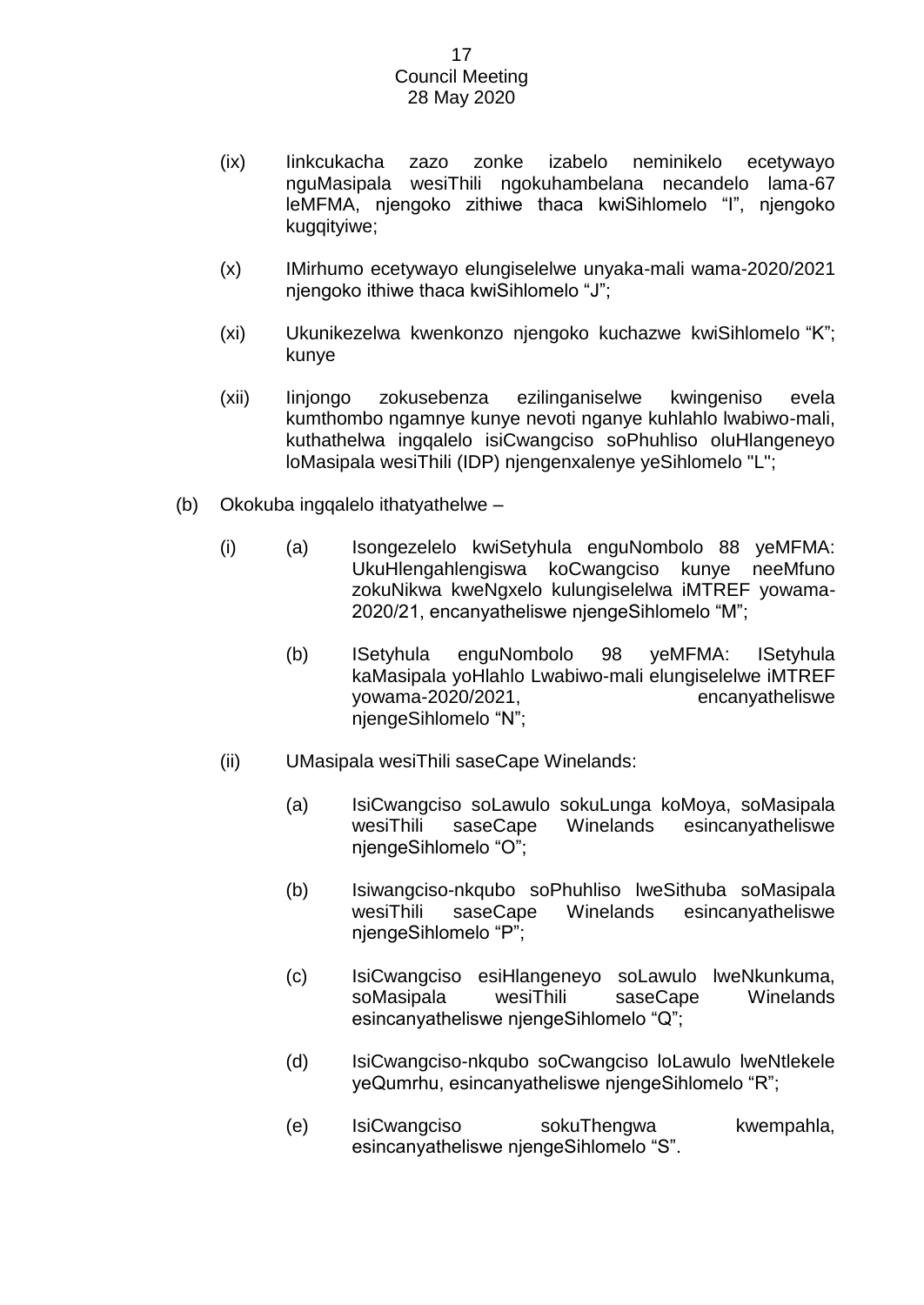(ix) Iinkcukacha zazo zonke izabelo neminikelo ecetywayo nguMasipala wesiThili ngokuhambelana necandelo lama-67 leMFMA, njengoko zithiwe thaca kwiSihlomelo "I", njengoko kugqityiwe;

(x) IMirhumo ecetywayo elungiselelwe unyaka-mali wama-2020/2021 njengoko ithiwe thaca kwiSihlomelo "J";

(xi) Ukunikezelwa kwenkonzo njengoko kuchazwe kwiSihlomelo "K"; kunye

(xii) Iinjongo zokusebenza ezilinganiselwe kwingeniso evela kumthombo ngamnye kunye nevoti nganye kuhlahlo lwabiwo-mali, kuthathelwa ingqalelo isiCwangciso soPhuhliso oluHlangeneyo loMasipala wesiThili (IDP) njengenxalenye yeSihlomelo "L";

(b) Okokuba ingqalelo ithatyathelwe –

(i) (a) Isongezelelo kwiSetyhula enguNombolo 88 yeMFMA: UkuHlengahlengiswa koCwangciso kunye neeMfuno zokuNikwa kweNgxelo kulungiselelwa iMTREF yowama-2020/21, encanyatheliswe njengeSihlomelo "M";

(b) ISetyhula enguNombolo 98 yeMFMA: ISetyhula kaMasipala yoHlahlo Lwabiwo-mali elungiselelwe iMTREF yowama-2020/2021, encanyatheliswe njengeSihlomelo "N";

(ii) UMasipala wesiThili saseCape Winelands:

(a) IsiCwangciso soLawulo sokuLunga koMoya, soMasipala wesiThili saseCape Winelands esincanyatheliswe njengeSihlomelo "O";

(b) Isiwangciso-nkqubo soPhuhliso lweSithuba soMasipala wesiThili saseCape Winelands esincanyatheliswe njengeSihlomelo "P";

(c) IsiCwangciso esiHlangeneyo soLawulo lweNkunkuma, soMasipala wesiThili saseCape Winelands esincanyatheliswe njengeSihlomelo "Q";

(d) IsiCwangciso-nkqubo soCwangciso loLawulo lweNtlekele yeQumrhu, esincanyatheliswe njengeSihlomelo "R";

(e) IsiCwangciso sokuThengwa kwempahla, esincanyatheliswe njengeSihlomelo "S".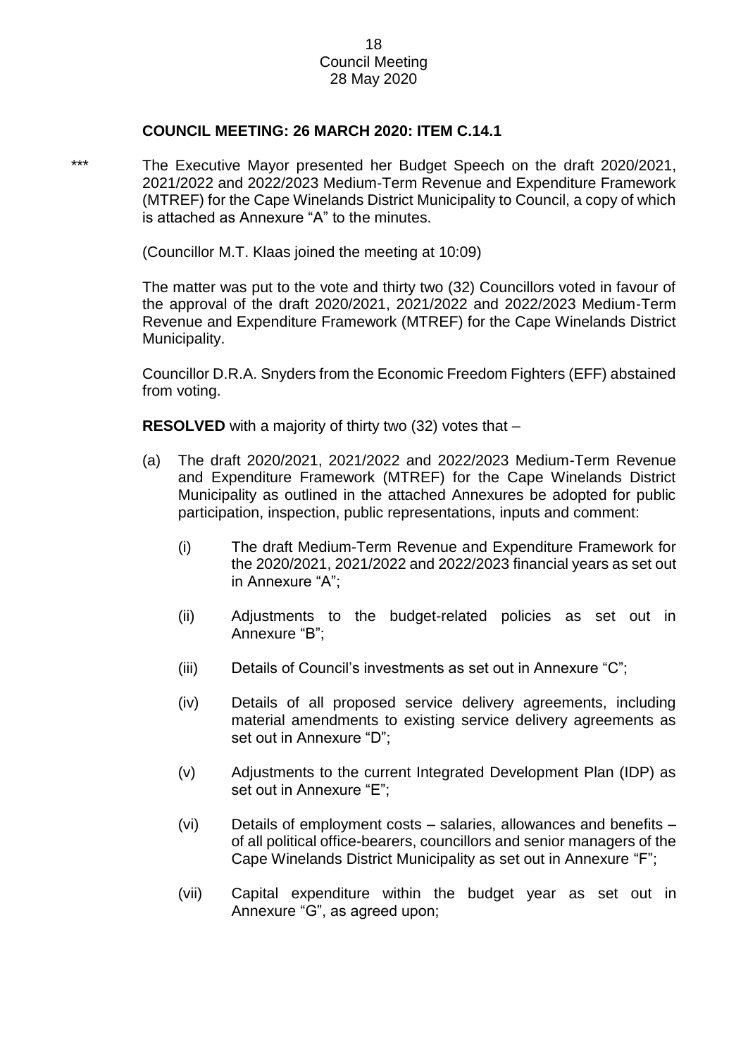**COUNCIL MEETING: 26 MARCH 2020: ITEM C.14.1**

*** The Executive Mayor presented her Budget Speech on the draft 2020/2021, 2021/2022 and 2022/2023 Medium-Term Revenue and Expenditure Framework (MTREF) for the Cape Winelands District Municipality to Council, a copy of which is attached as Annexure "A" to the minutes.

(Councillor M.T. Klaas joined the meeting at 10:09)

The matter was put to the vote and thirty two (32) Councillors voted in favour of the approval of the draft 2020/2021, 2021/2022 and 2022/2023 Medium-Term Revenue and Expenditure Framework (MTREF) for the Cape Winelands District Municipality.

Councillor D.R.A. Snyders from the Economic Freedom Fighters (EFF) abstained from voting.

**RESOLVED** with a majority of thirty two (32) votes that –

(a) The draft 2020/2021, 2021/2022 and 2022/2023 Medium-Term Revenue and Expenditure Framework (MTREF) for the Cape Winelands District Municipality as outlined in the attached Annexures be adopted for public participation, inspection, public representations, inputs and comment:

   (i) The draft Medium-Term Revenue and Expenditure Framework for the 2020/2021, 2021/2022 and 2022/2023 financial years as set out in Annexure "A";

   (ii) Adjustments to the budget-related policies as set out in Annexure "B";

   (iii) Details of Council's investments as set out in Annexure "C";

   (iv) Details of all proposed service delivery agreements, including material amendments to existing service delivery agreements as set out in Annexure "D";

   (v) Adjustments to the current Integrated Development Plan (IDP) as set out in Annexure "E";

   (vi) Details of employment costs – salaries, allowances and benefits – of all political office-bearers, councillors and senior managers of the Cape Winelands District Municipality as set out in Annexure "F";

   (vii) Capital expenditure within the budget year as set out in Annexure "G", as agreed upon;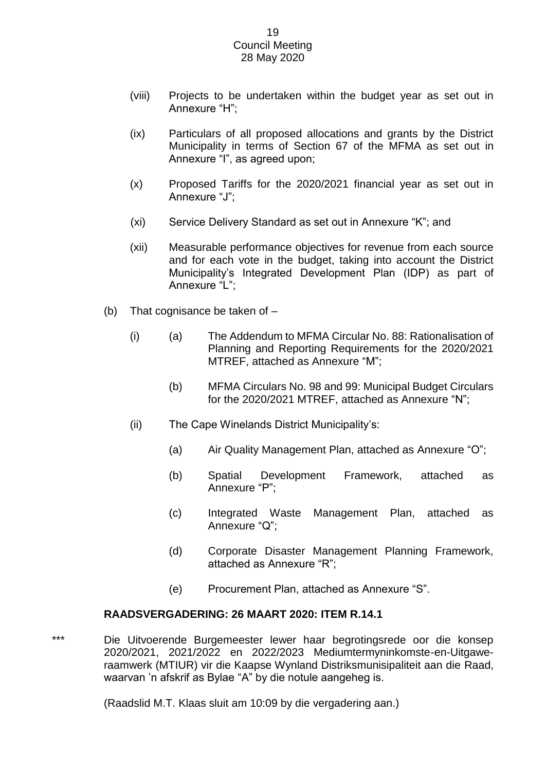(viii) Projects to be undertaken within the budget year as set out in Annexure "H";

(ix) Particulars of all proposed allocations and grants by the District Municipality in terms of Section 67 of the MFMA as set out in Annexure "I", as agreed upon;

(x) Proposed Tariffs for the 2020/2021 financial year as set out in Annexure "J";

(xi) Service Delivery Standard as set out in Annexure "K"; and

(xii) Measurable performance objectives for revenue from each source and for each vote in the budget, taking into account the District Municipality's Integrated Development Plan (IDP) as part of Annexure "L";

(b) That cognisance be taken of –

(i) (a) The Addendum to MFMA Circular No. 88: Rationalisation of Planning and Reporting Requirements for the 2020/2021 MTREF, attached as Annexure "M";

(b) MFMA Circulars No. 98 and 99: Municipal Budget Circulars for the 2020/2021 MTREF, attached as Annexure "N";

(ii) The Cape Winelands District Municipality's:

(a) Air Quality Management Plan, attached as Annexure "O";

(b) Spatial Development Framework, attached as Annexure "P";

(c) Integrated Waste Management Plan, attached as Annexure "Q";

(d) Corporate Disaster Management Planning Framework, attached as Annexure "R";

(e) Procurement Plan, attached as Annexure "S".

**RAADSVERGADERING: 26 MAART 2020: ITEM R.14.1**

*** Die Uitvoerende Burgemeester lewer haar begrotingsrede oor die konsep 2020/2021, 2021/2022 en 2022/2023 Mediumtermyninkomste-en-Uitgawe-raamwerk (MTIUR) vir die Kaapse Wynland Distriksmunisipaliteit aan die Raad, waarvan 'n afskrif as Bylae "A" by die notule aangeheg is.

(Raadslid M.T. Klaas sluit am 10:09 by die vergadering aan.)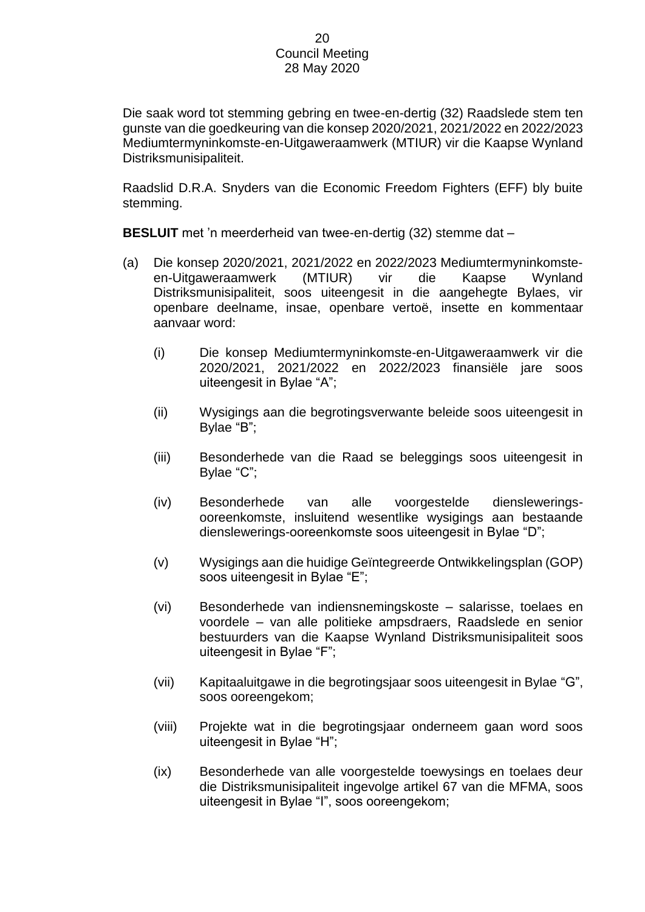Die saak word tot stemming gebring en twee-en-dertig (32) Raadslede stem ten gunste van die goedkeuring van die konsep 2020/2021, 2021/2022 en 2022/2023 Mediumtermyninkomste-en-Uitgaweraamwerk (MTIUR) vir die Kaapse Wynland Distriksmunisipaliteit.

Raadslid D.R.A. Snyders van die Economic Freedom Fighters (EFF) bly buite stemming.

**BESLUIT** met 'n meerderheid van twee-en-dertig (32) stemme dat –

(a) Die konsep 2020/2021, 2021/2022 en 2022/2023 Mediumtermyninkomste-en-Uitgaweraamwerk (MTIUR) vir die Kaapse Wynland Distriksmunisipaliteit, soos uiteengesit in die aangehegte Bylaes, vir openbare deelname, insae, openbare vertoë, insette en kommentaar aanvaar word:

(i) Die konsep Mediumtermyninkomste-en-Uitgaweraamwerk vir die 2020/2021, 2021/2022 en 2022/2023 finansiële jare soos uiteengesit in Bylae "A";

(ii) Wysigings aan die begrotingsverwante beleide soos uiteengesit in Bylae "B";

(iii) Besonderhede van die Raad se beleggings soos uiteengesit in Bylae "C";

(iv) Besonderhede van alle voorgestelde dienslewerings-ooreenkomste, insluitend wesentlike wysigings aan bestaande dienslewerings-ooreenkomste soos uiteengesit in Bylae "D";

(v) Wysigings aan die huidige Geïntegreerde Ontwikkelingsplan (GOP) soos uiteengesit in Bylae "E";

(vi) Besonderhede van indiensnemingskoste – salarisse, toelaes en voordele – van alle politieke ampsdraers, Raadslede en senior bestuurders van die Kaapse Wynland Distriksmunisipaliteit soos uiteengesit in Bylae "F";

(vii) Kapitaaluitgawe in die begrotingsjaar soos uiteengesit in Bylae "G", soos ooreengekom;

(viii) Projekte wat in die begrotingsjaar onderneem gaan word soos uiteengesit in Bylae "H";

(ix) Besonderhede van alle voorgestelde toewysings en toelaes deur die Distriksmunisipaliteit ingevolge artikel 67 van die MFMA, soos uiteengesit in Bylae "I", soos ooreengekom;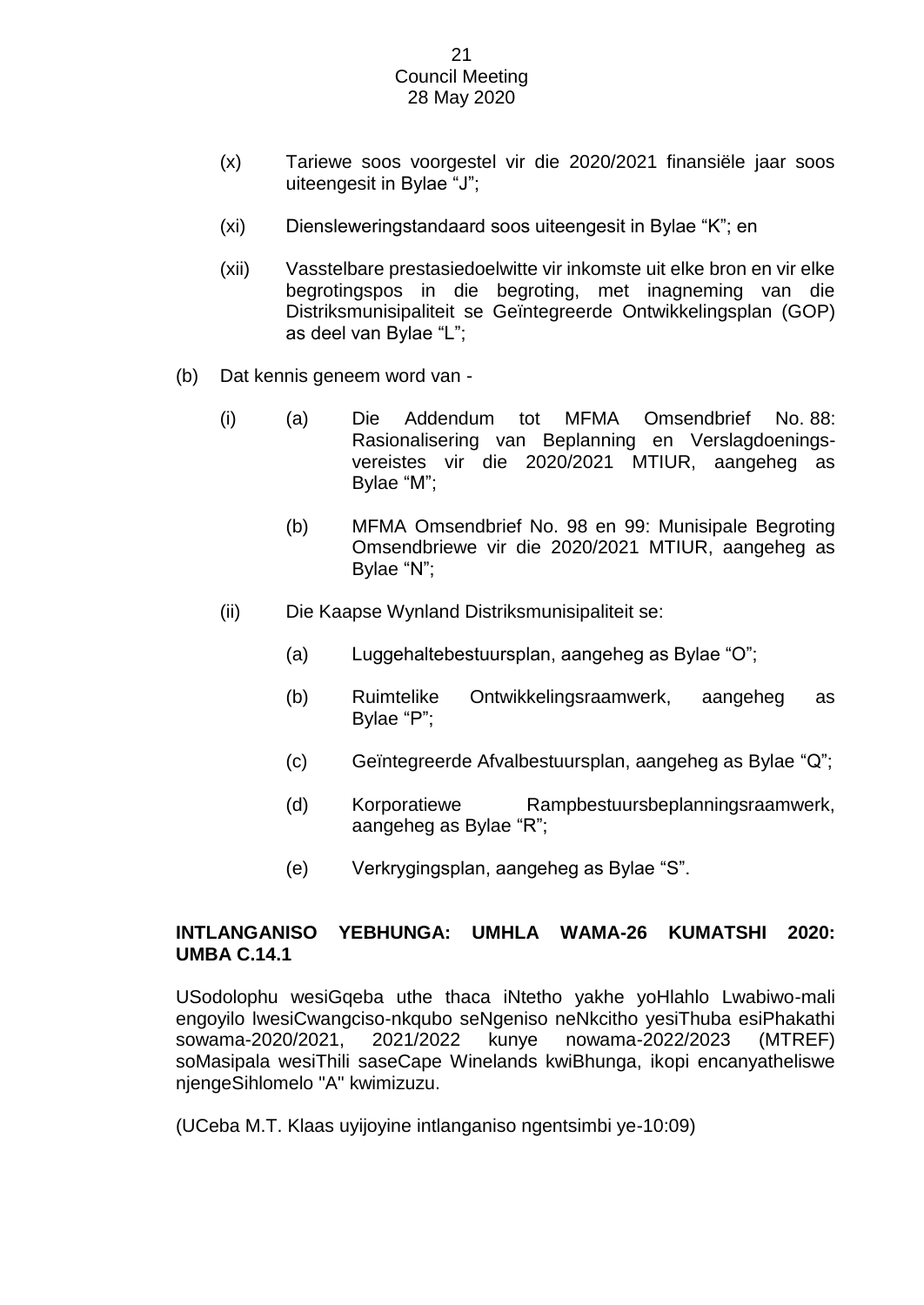(x) Tariewe soos voorgestel vir die 2020/2021 finansiële jaar soos uiteengesit in Bylae "J";

(xi) Diensleweringstandaard soos uiteengesit in Bylae "K"; en

(xii) Vasstelbare prestasiedoelwitte vir inkomste uit elke bron en vir elke begrotingspos in die begroting, met inagneming van die Distriksmunisipaliteit se Geïntegreerde Ontwikkelingsplan (GOP) as deel van Bylae "L";

(b) Dat kennis geneem word van -

(i) (a) Die Addendum tot MFMA Omsendbrief No. 88: Rasionalisering van Beplanning en Verslagdoenings-vereistes vir die 2020/2021 MTIUR, aangeheg as Bylae "M";

(b) MFMA Omsendbrief No. 98 en 99: Munisipale Begroting Omsendbriewe vir die 2020/2021 MTIUR, aangeheg as Bylae "N";

(ii) Die Kaapse Wynland Distriksmunisipaliteit se:

(a) Luggehaltebestuursplan, aangeheg as Bylae "O";

(b) Ruimtelike Ontwikkelingsraamwerk, aangeheg as Bylae "P";

(c) Geïntegreerde Afvalbestuursplan, aangeheg as Bylae "Q";

(d) Korporatiewe Rampbestuursbeplanningsraamwerk, aangeheg as Bylae "R";

(e) Verkrygingsplan, aangeheg as Bylae "S".

**INTLANGANISO YEBHUNGA: UMHLA WAMA-26 KUMATSHI 2020: UMBA C.14.1**

USodolophu wesiGqeba uthe thaca iNtetho yakhe yoHlahlo Lwabiwo-mali engoyilo lwesiCwangciso-nkqubo seNgeniso neNkcitho yesiThuba esiPhakathi sowama-2020/2021, 2021/2022 kunye nowama-2022/2023 (MTREF) soMasipala wesiThili saseCape Winelands kwiBhunga, ikopi encanyatheliswe njengeSihlomelo "A" kwimizuzu.

(UCeba M.T. Klaas uyijoyine intlanganiso ngentsimbi ye-10:09)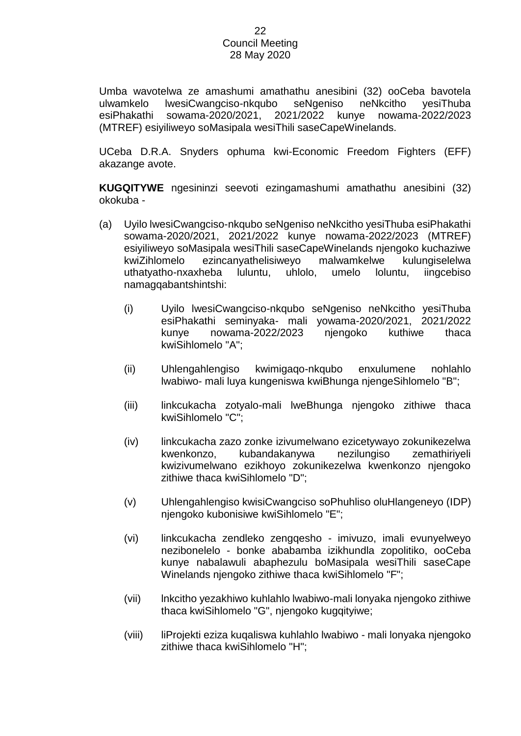Umba wavotelwa ze amashumi amathathu anesibini (32) ooCeba bavotela ulwamkelo lwesiCwangciso-nkqubo seNgeniso neNkcitho yesiThuba esiPhakathi sowama-2020/2021, 2021/2022 kunye nowama-2022/2023 (MTREF) esiyiliweyo soMasipala wesiThili saseCapeWinelands.

UCeba D.R.A. Snyders ophuma kwi-Economic Freedom Fighters (EFF) akazange avote.

**KUGQITYWE** ngesininzi seevoti ezingamashumi amathathu anesibini (32) okokuba -

(a) Uyilo lwesiCwangciso-nkqubo seNgeniso neNkcitho yesiThuba esiPhakathi sowama-2020/2021, 2021/2022 kunye nowama-2022/2023 (MTREF) esiyiliweyo soMasipala wesiThili saseCapeWinelands njengoko kuchaziwe kwiZihlomelo ezincanyathelisiweyo malwamkelwe kulungiselelwa uthatyatho-nxaxheba luluntu, uhlolo, umelo loluntu, iingcebiso namagqabantshintshi:

   (i) Uyilo lwesiCwangciso-nkqubo seNgeniso neNkcitho yesiThuba esiPhakathi seminyaka- mali yowama-2020/2021, 2021/2022 kunye nowama-2022/2023 njengoko kuthiwe thaca kwiSihlomelo "A";

   (ii) Uhlengahlengiso kwimigaqo-nkqubo enxulumene nohlahlo lwabiwo- mali luya kungeniswa kwiBhunga njengeSihlomelo "B";

   (iii) Iinkcukacha zotyalo-mali lweBhunga njengoko zithiwe thaca kwiSihlomelo "C";

   (iv) Iinkcukacha zazo zonke izivumelwano ezicetywayo zokunikezelwa kwenkonzo, kubandakanywa nezilungiso zemathiriyeli kwizivumelwano ezikhoyo zokunikezelwa kwenkonzo njengoko zithiwe thaca kwiSihlomelo "D";

   (v) Uhlengahlengiso kwisiCwangciso soPhuhliso oluHlangeneyo (IDP) njengoko kubonisiwe kwiSihlomelo "E";

   (vi) Iinkcukacha zendleko zengqesho - imivuzo, imali evunyelweyo nezibonelelo - bonke ababamba izikhundla zopolitiko, ooCeba kunye nabalawuli abaphezulu boMasipala wesiThili saseCape Winelands njengoko zithiwe thaca kwiSihlomelo "F";

   (vii) Inkcitho yezakhiwo kuhlahlo lwabiwo-mali lonyaka njengoko zithiwe thaca kwiSihlomelo "G", njengoko kugqityiwe;

   (viii) IiProjekti eziza kuqaliswa kuhlahlo lwabiwo - mali lonyaka njengoko zithiwe thaca kwiSihlomelo "H";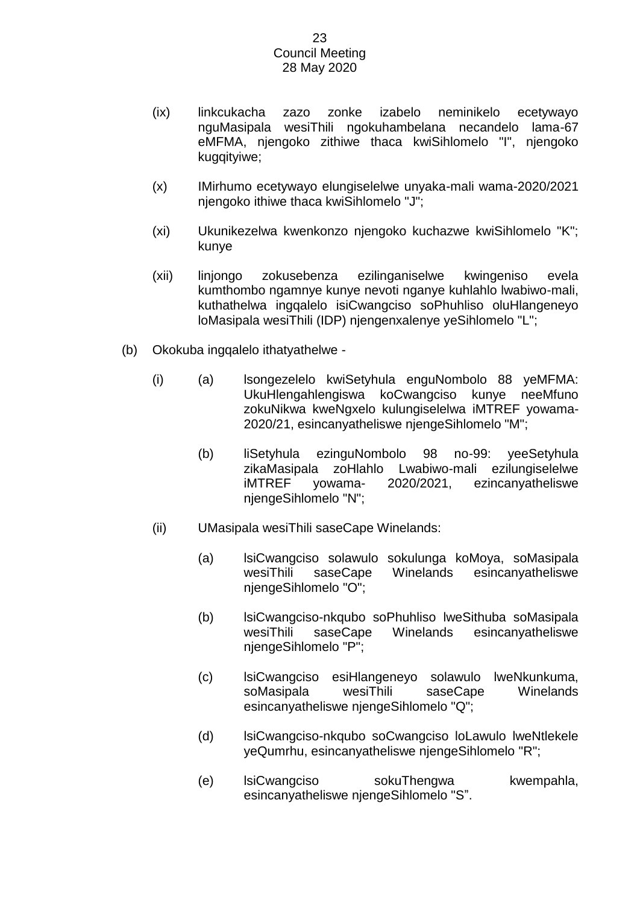(ix) Iinkcukacha zazo zonke izabelo neminikelo ecetywayo nguMasipala wesiThili ngokuhambelana necandelo lama-67 eMFMA, njengoko zithiwe thaca kwiSihlomelo "I", njengoko kugqityiwe;

(x) IMirhumo ecetywayo elungiselelwe unyaka-mali wama-2020/2021 njengoko ithiwe thaca kwiSihlomelo "J";

(xi) Ukunikezelwa kwenkonzo njengoko kuchazwe kwiSihlomelo "K"; kunye

(xii) Iinjongo zokusebenza ezilinganiselwe kwingeniso evela kumthombo ngamnye kunye nevoti nganye kuhlahlo lwabiwo-mali, kuthathelwa ingqalelo isiCwangciso soPhuhliso oluHlangeneyo loMasipala wesiThili (IDP) njengenxalenye yeSihlomelo "L";

(b) Okokuba ingqalelo ithatyathelwe -

(i) (a) Isongezelelo kwiSetyhula enguNombolo 88 yeMFMA: UkuHlengahlengiswa koCwangciso kunye neeMfuno zokuNikwa kweNgxelo kulungiselelwa iMTREF yowama-2020/21, esincanyatheliswe njengeSihlomelo "M";

(b) IiSetyhula ezinguNombolo 98 no-99: yeeSetyhula zikaMasipala zoHlahlo Lwabiwo-mali ezilungiselelwe iMTREF yowama- 2020/2021, ezincanyatheliswe njengeSihlomelo "N";

(ii) UMasipala wesiThili saseCape Winelands:

(a) IsiCwangciso solawulo sokulunga koMoya, soMasipala wesiThili saseCape Winelands esincanyatheliswe njengeSihlomelo "O";

(b) IsiCwangciso-nkqubo soPhuhliso lweSithuba soMasipala wesiThili saseCape Winelands esincanyatheliswe njengeSihlomelo "P";

(c) IsiCwangciso esiHlangeneyo solawulo lweNkunkuma, soMasipala wesiThili saseCape Winelands esincanyatheliswe njengeSihlomelo "Q";

(d) IsiCwangciso-nkqubo soCwangciso loLawulo lweNtlekele yeQumrhu, esincanyatheliswe njengeSihlomelo "R";

(e) IsiCwangciso sokuThengwa kwempahla, esincanyatheliswe njengeSihlomelo "S".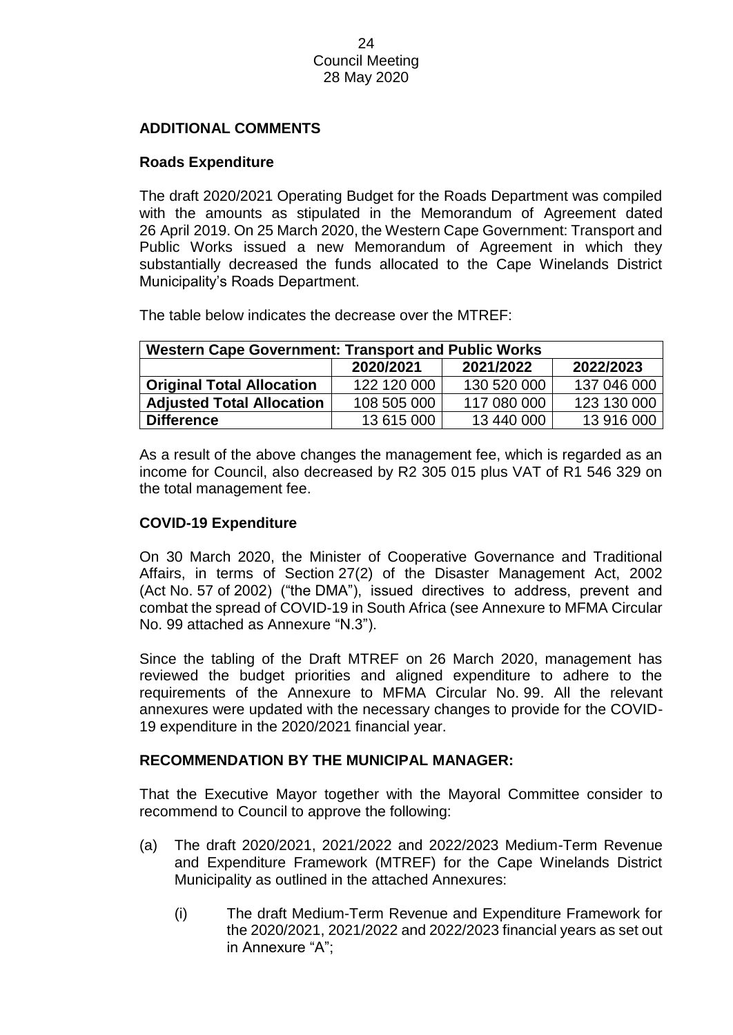**ADDITIONAL COMMENTS**

**Roads Expenditure**

The draft 2020/2021 Operating Budget for the Roads Department was compiled with the amounts as stipulated in the Memorandum of Agreement dated 26 April 2019. On 25 March 2020, the Western Cape Government: Transport and Public Works issued a new Memorandum of Agreement in which they substantially decreased the funds allocated to the Cape Winelands District Municipality's Roads Department.

The table below indicates the decrease over the MTREF:

| **Western Cape Government: Transport and Public Works** | | | |
|---|---|---|---|
| | **2020/2021** | **2021/2022** | **2022/2023** |
| **Original Total Allocation** | 122 120 000 | 130 520 000 | 137 046 000 |
| **Adjusted Total Allocation** | 108 505 000 | 117 080 000 | 123 130 000 |
| **Difference** | 13 615 000 | 13 440 000 | 13 916 000 |

As a result of the above changes the management fee, which is regarded as an income for Council, also decreased by R2 305 015 plus VAT of R1 546 329 on the total management fee.

**COVID-19 Expenditure**

On 30 March 2020, the Minister of Cooperative Governance and Traditional Affairs, in terms of Section 27(2) of the Disaster Management Act, 2002 (Act No. 57 of 2002) ("the DMA"), issued directives to address, prevent and combat the spread of COVID-19 in South Africa (see Annexure to MFMA Circular No. 99 attached as Annexure "N.3").

Since the tabling of the Draft MTREF on 26 March 2020, management has reviewed the budget priorities and aligned expenditure to adhere to the requirements of the Annexure to MFMA Circular No. 99. All the relevant annexures were updated with the necessary changes to provide for the COVID-19 expenditure in the 2020/2021 financial year.

**RECOMMENDATION BY THE MUNICIPAL MANAGER:**

That the Executive Mayor together with the Mayoral Committee consider to recommend to Council to approve the following:

(a) The draft 2020/2021, 2021/2022 and 2022/2023 Medium-Term Revenue and Expenditure Framework (MTREF) for the Cape Winelands District Municipality as outlined in the attached Annexures:

   (i) The draft Medium-Term Revenue and Expenditure Framework for the 2020/2021, 2021/2022 and 2022/2023 financial years as set out in Annexure "A";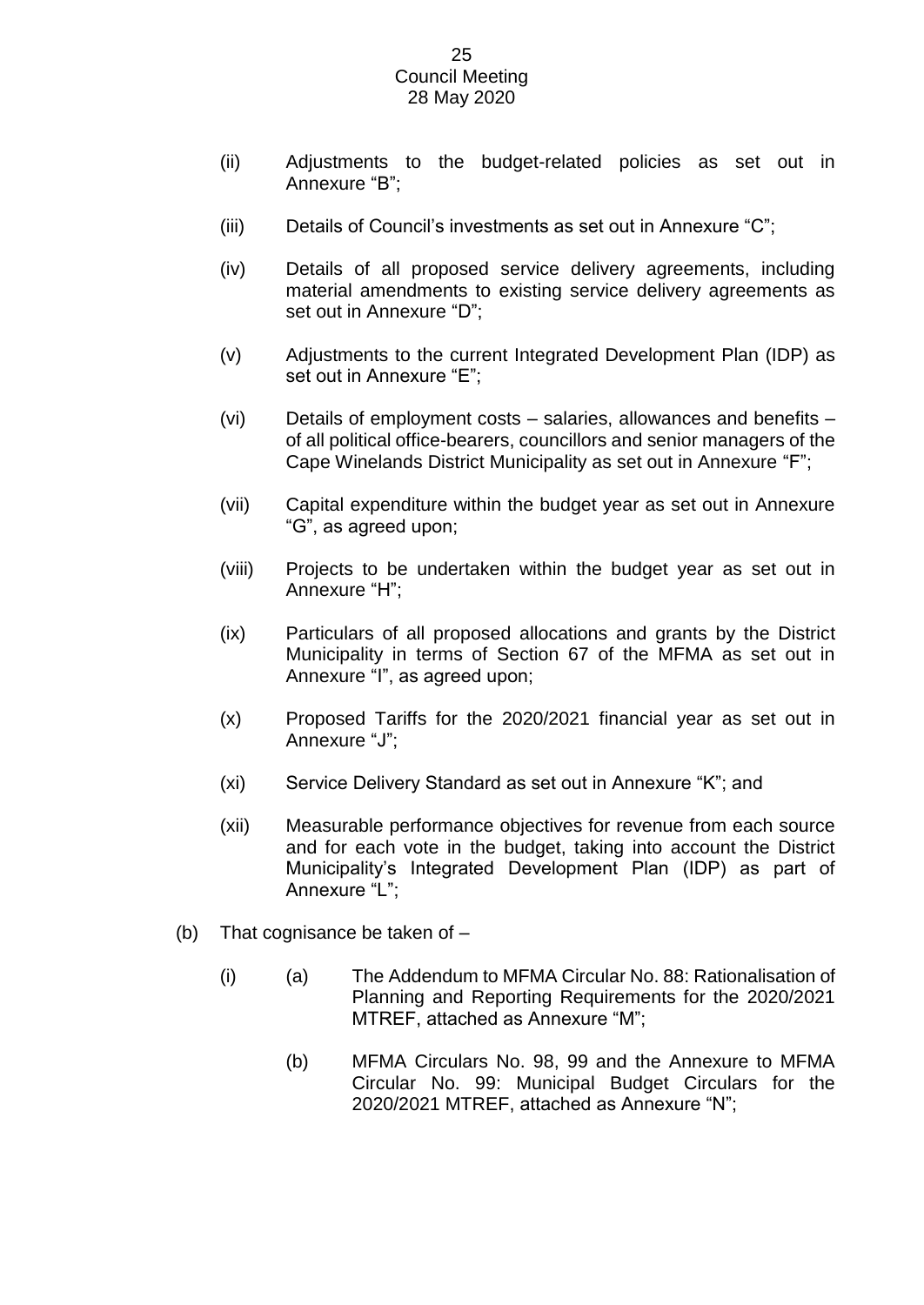(ii) Adjustments to the budget-related policies as set out in Annexure “B”;

(iii) Details of Council’s investments as set out in Annexure “C”;

(iv) Details of all proposed service delivery agreements, including material amendments to existing service delivery agreements as set out in Annexure “D”;

(v) Adjustments to the current Integrated Development Plan (IDP) as set out in Annexure “E”;

(vi) Details of employment costs – salaries, allowances and benefits – of all political office-bearers, councillors and senior managers of the Cape Winelands District Municipality as set out in Annexure “F”;

(vii) Capital expenditure within the budget year as set out in Annexure “G”, as agreed upon;

(viii) Projects to be undertaken within the budget year as set out in Annexure “H”;

(ix) Particulars of all proposed allocations and grants by the District Municipality in terms of Section 67 of the MFMA as set out in Annexure “I”, as agreed upon;

(x) Proposed Tariffs for the 2020/2021 financial year as set out in Annexure “J”;

(xi) Service Delivery Standard as set out in Annexure “K”; and

(xii) Measurable performance objectives for revenue from each source and for each vote in the budget, taking into account the District Municipality’s Integrated Development Plan (IDP) as part of Annexure “L”;

(b) That cognisance be taken of –

(i) (a) The Addendum to MFMA Circular No. 88: Rationalisation of Planning and Reporting Requirements for the 2020/2021 MTREF, attached as Annexure “M”;

(b) MFMA Circulars No. 98, 99 and the Annexure to MFMA Circular No. 99: Municipal Budget Circulars for the 2020/2021 MTREF, attached as Annexure “N”;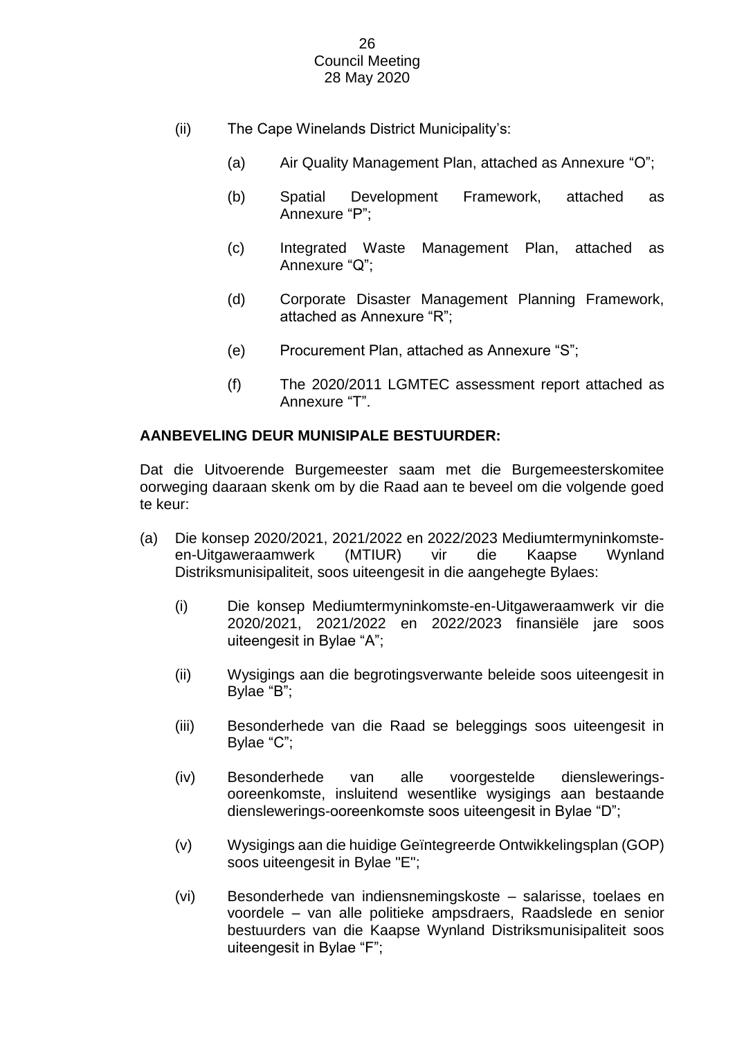(ii) The Cape Winelands District Municipality's:

   (a) Air Quality Management Plan, attached as Annexure "O";

   (b) Spatial Development Framework, attached as Annexure "P";

   (c) Integrated Waste Management Plan, attached as Annexure "Q";

   (d) Corporate Disaster Management Planning Framework, attached as Annexure "R";

   (e) Procurement Plan, attached as Annexure "S";

   (f) The 2020/2011 LGMTEC assessment report attached as Annexure "T".

**AANBEVELING DEUR MUNISIPALE BESTUURDER:**

Dat die Uitvoerende Burgemeester saam met die Burgemeesterskomitee oorweging daaraan skenk om by die Raad aan te beveel om die volgende goed te keur:

(a) Die konsep 2020/2021, 2021/2022 en 2022/2023 Mediumtermyninkomste-en-Uitgaweraamwerk (MTIUR) vir die Kaapse Wynland Distriksmunisipaliteit, soos uiteengesit in die aangehegte Bylaes:

   (i) Die konsep Mediumtermyninkomste-en-Uitgaweraamwerk vir die 2020/2021, 2021/2022 en 2022/2023 finansiële jare soos uiteengesit in Bylae "A";

   (ii) Wysigings aan die begrotingsverwante beleide soos uiteengesit in Bylae "B";

   (iii) Besonderhede van die Raad se beleggings soos uiteengesit in Bylae "C";

   (iv) Besonderhede van alle voorgestelde dienslewerings-ooreenkomste, insluitend wesentlike wysigings aan bestaande dienslewerings-ooreenkomste soos uiteengesit in Bylae "D";

   (v) Wysigings aan die huidige Geïntegreerde Ontwikkelingsplan (GOP) soos uiteengesit in Bylae "E";

   (vi) Besonderhede van indiensnemingskoste – salarisse, toelaes en voordele – van alle politieke ampsdraers, Raadslede en senior bestuurders van die Kaapse Wynland Distriksmunisipaliteit soos uiteengesit in Bylae "F";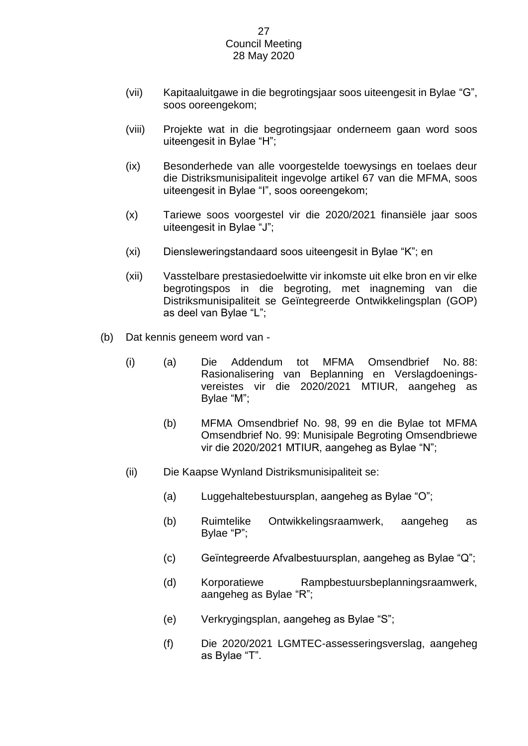(vii) Kapitaaluitgawe in die begrotingsjaar soos uiteengesit in Bylae "G", soos ooreengekom;

(viii) Projekte wat in die begrotingsjaar onderneem gaan word soos uiteengesit in Bylae "H";

(ix) Besonderhede van alle voorgestelde toewysings en toelaes deur die Distriksmunisipaliteit ingevolge artikel 67 van die MFMA, soos uiteengesit in Bylae "I", soos ooreengekom;

(x) Tariewe soos voorgestel vir die 2020/2021 finansiële jaar soos uiteengesit in Bylae "J";

(xi) Diensleweringstandaard soos uiteengesit in Bylae "K"; en

(xii) Vasstelbare prestasiedoelwitte vir inkomste uit elke bron en vir elke begrotingspos in die begroting, met inagneming van die Distriksmunisipaliteit se Geïntegreerde Ontwikkelingsplan (GOP) as deel van Bylae "L";

(b) Dat kennis geneem word van -

(i) (a) Die Addendum tot MFMA Omsendbrief No. 88: Rasionalisering van Beplanning en Verslagdoenings-vereistes vir die 2020/2021 MTIUR, aangeheg as Bylae "M";

(b) MFMA Omsendbrief No. 98, 99 en die Bylae tot MFMA Omsendbrief No. 99: Munisipale Begroting Omsendbriewe vir die 2020/2021 MTIUR, aangeheg as Bylae "N";

(ii) Die Kaapse Wynland Distriksmunisipaliteit se:

(a) Luggehaltebestuursplan, aangeheg as Bylae "O";

(b) Ruimtelike Ontwikkelingsraamwerk, aangeheg as Bylae "P";

(c) Geïntegreerde Afvalbestuursplan, aangeheg as Bylae "Q";

(d) Korporatiewe Rampbestuursbeplanningsraamwerk, aangeheg as Bylae "R";

(e) Verkrygingsplan, aangeheg as Bylae "S";

(f) Die 2020/2021 LGMTEC-assesseringsverslag, aangeheg as Bylae "T".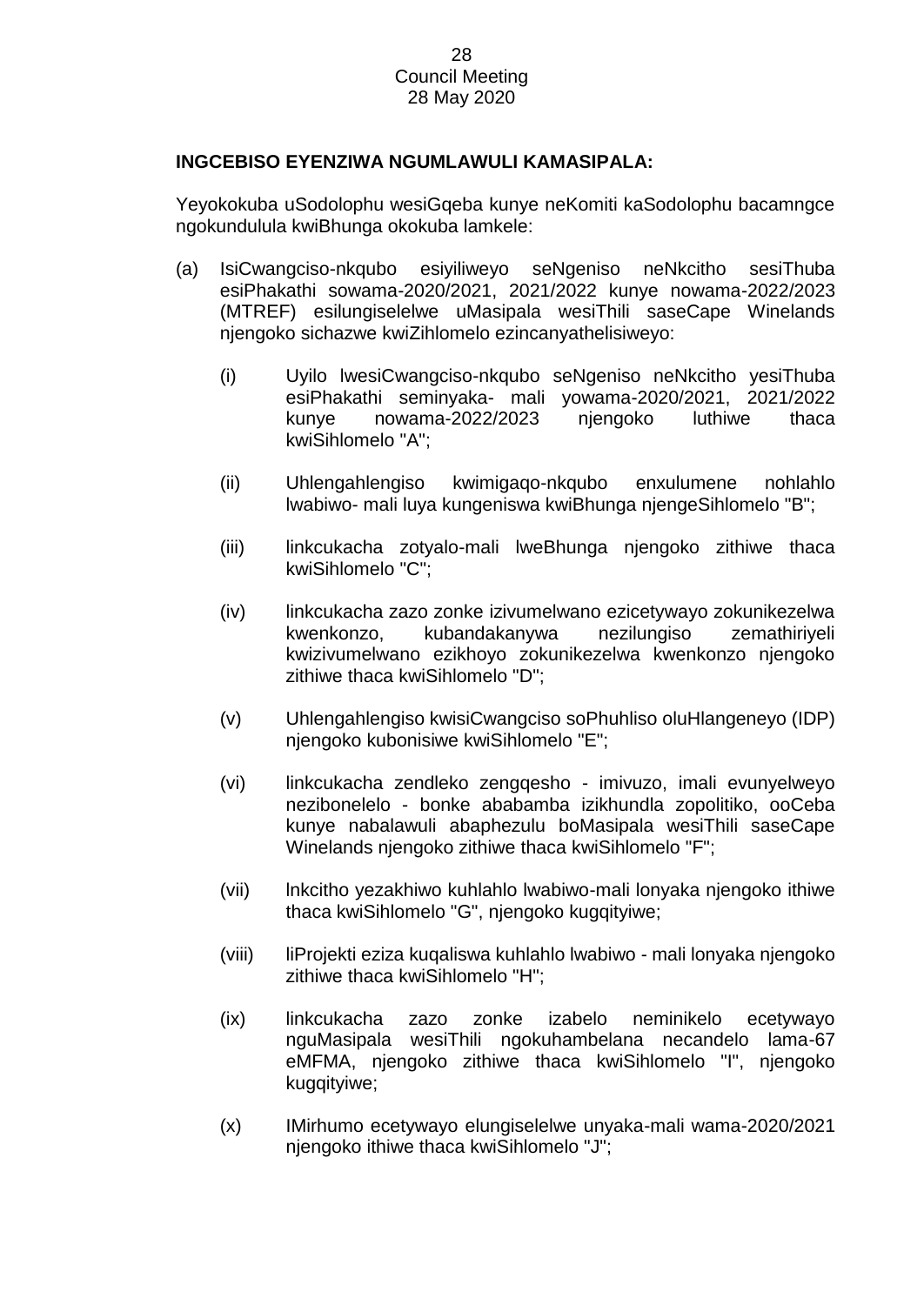**INGCEBISO EYENZIWA NGUMLAWULI KAMASIPALA:**

Yeyokokuba uSodolophu wesiGqeba kunye neKomiti kaSodolophu bacamngce ngokundulula kwiBhunga okokuba lamkele:

(a) IsiCwangciso-nkqubo esiyiliweyo seNgeniso neNkcitho sesiThuba esiPhakathi sowama-2020/2021, 2021/2022 kunye nowama-2022/2023 (MTREF) esilungiselelwe uMasipala wesiThili saseCape Winelands njengoko sichazwe kwiZihlomelo ezincanyathelisiweyo:

   (i) Uyilo lwesiCwangciso-nkqubo seNgeniso neNkcitho yesiThuba esiPhakathi seminyaka- mali yowama-2020/2021, 2021/2022 kunye nowama-2022/2023 njengoko luthiwe thaca kwiSihlomelo "A";

   (ii) Uhlengahlengiso kwimigaqo-nkqubo enxulumene nohlahlo lwabiwo- mali luya kungeniswa kwiBhunga njengeSihlomelo "B";

   (iii) Iinkcukacha zotyalo-mali lweBhunga njengoko zithiwe thaca kwiSihlomelo "C";

   (iv) Iinkcukacha zazo zonke izivumelwano ezicetywayo zokunikezelwa kwenkonzo, kubandakanywa nezilungiso zemathiriyeli kwizivumelwano ezikhoyo zokunikezelwa kwenkonzo njengoko zithiwe thaca kwiSihlomelo "D";

   (v) Uhlengahlengiso kwisiCwangciso soPhuhliso oluHlangeneyo (IDP) njengoko kubonisiwe kwiSihlomelo "E";

   (vi) Iinkcukacha zendleko zengqesho - imivuzo, imali evunyelweyo nezibonelelo - bonke ababamba izikhundla zopolitiko, ooCeba kunye nabalawuli abaphezulu boMasipala wesiThili saseCape Winelands njengoko zithiwe thaca kwiSihlomelo "F";

   (vii) Inkcitho yezakhiwo kuhlahlo lwabiwo-mali lonyaka njengoko ithiwe thaca kwiSihlomelo "G", njengoko kugqityiwe;

   (viii) IiProjekti eziza kuqaliswa kuhlahlo lwabiwo - mali lonyaka njengoko zithiwe thaca kwiSihlomelo "H";

   (ix) Iinkcukacha zazo zonke izabelo neminikelo ecetywayo nguMasipala wesiThili ngokuhambelana necandelo lama-67 eMFMA, njengoko zithiwe thaca kwiSihlomelo "I", njengoko kugqityiwe;

   (x) IMirhumo ecetywayo elungiselelwe unyaka-mali wama-2020/2021 njengoko ithiwe thaca kwiSihlomelo "J";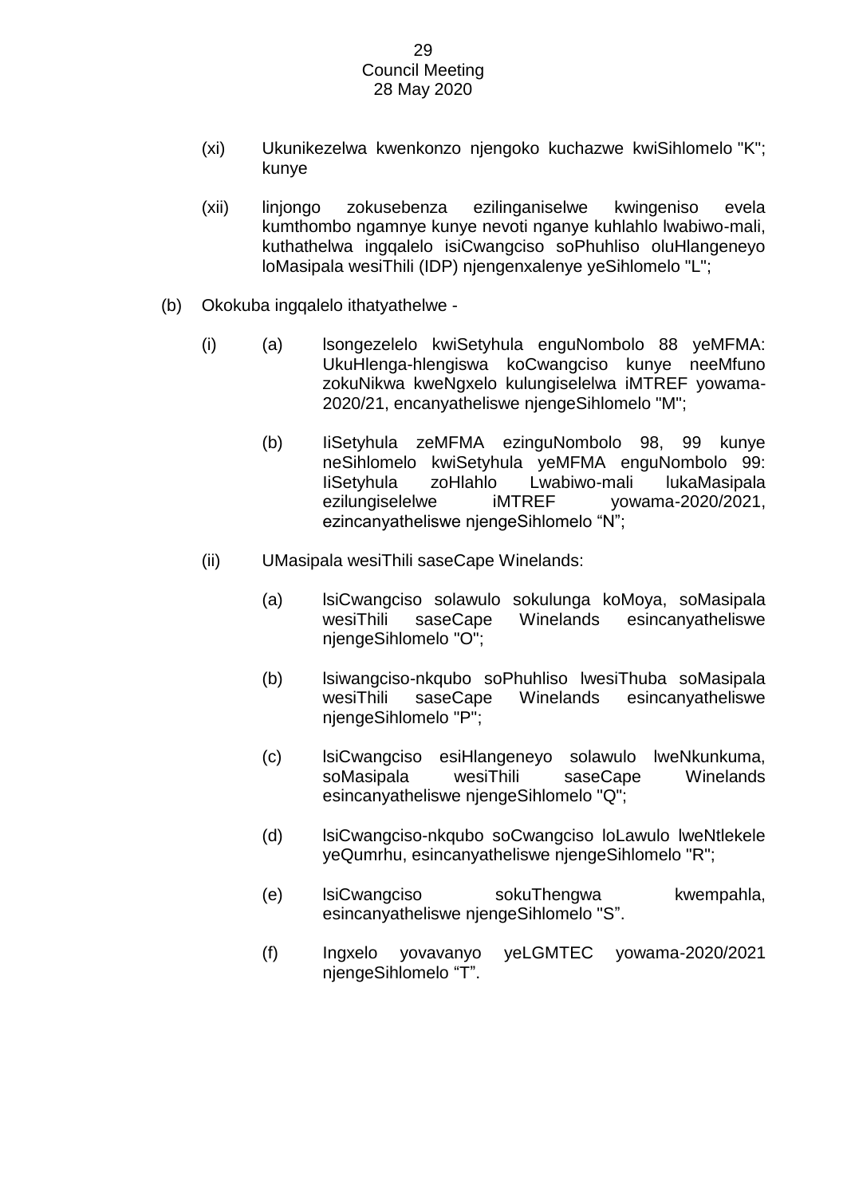(xi) Ukunikezelwa kwenkonzo njengoko kuchazwe kwiSihlomelo "K"; kunye

(xii) Iinjongo zokusebenza ezilinganiselwe kwingeniso evela kumthombo ngamnye kunye nevoti nganye kuhlahlo lwabiwo-mali, kuthathelwa ingqalelo isiCwangciso soPhuhliso oluHlangeneyo loMasipala wesiThili (IDP) njengenxalenye yeSihlomelo "L";

(b) Okokuba ingqalelo ithatyathelwe -

(i) (a) Isongezelelo kwiSetyhula enguNombolo 88 yeMFMA: UkuHlenga-hlengiswa koCwangciso kunye neeMfuno zokuNikwa kweNgxelo kulungiselelwa iMTREF yowama-2020/21, encanyatheliswe njengeSihlomelo "M";

(b) IiSetyhula zeMFMA ezinguNombolo 98, 99 kunye neSihlomelo kwiSetyhula yeMFMA enguNombolo 99: IiSetyhula zoHlahlo Lwabiwo-mali lukaMasipala ezilungiselelwe iMTREF yowama-2020/2021, ezincanyatheliswe njengeSihlomelo "N";

(ii) UMasipala wesiThili saseCape Winelands:

(a) IsiCwangciso solawulo sokulunga koMoya, soMasipala wesiThili saseCape Winelands esincanyatheliswe njengeSihlomelo "O";

(b) Isiwangciso-nkqubo soPhuhliso lwesiThuba soMasipala wesiThili saseCape Winelands esincanyatheliswe njengeSihlomelo "P";

(c) IsiCwangciso esiHlangeneyo solawulo lweNkunkuma, soMasipala wesiThili saseCape Winelands esincanyatheliswe njengeSihlomelo "Q";

(d) IsiCwangciso-nkqubo soCwangciso loLawulo lweNtlekele yeQumrhu, esincanyatheliswe njengeSihlomelo "R";

(e) IsiCwangciso sokuThengwa kwempahla, esincanyatheliswe njengeSihlomelo "S".

(f) Ingxelo yovavanyo yeLGMTEC yowama-2020/2021 njengeSihlomelo "T".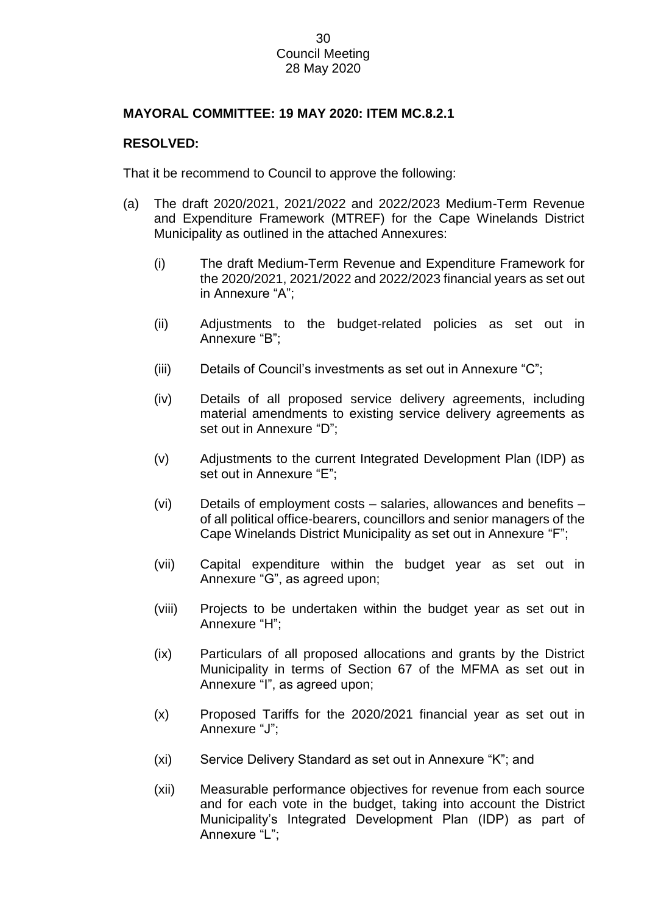**MAYORAL COMMITTEE: 19 MAY 2020: ITEM MC.8.2.1**

**RESOLVED:**

That it be recommend to Council to approve the following:

(a) The draft 2020/2021, 2021/2022 and 2022/2023 Medium-Term Revenue and Expenditure Framework (MTREF) for the Cape Winelands District Municipality as outlined in the attached Annexures:

   (i) The draft Medium-Term Revenue and Expenditure Framework for the 2020/2021, 2021/2022 and 2022/2023 financial years as set out in Annexure "A";

   (ii) Adjustments to the budget-related policies as set out in Annexure "B";

   (iii) Details of Council's investments as set out in Annexure "C";

   (iv) Details of all proposed service delivery agreements, including material amendments to existing service delivery agreements as set out in Annexure "D";

   (v) Adjustments to the current Integrated Development Plan (IDP) as set out in Annexure "E";

   (vi) Details of employment costs – salaries, allowances and benefits – of all political office-bearers, councillors and senior managers of the Cape Winelands District Municipality as set out in Annexure "F";

   (vii) Capital expenditure within the budget year as set out in Annexure "G", as agreed upon;

   (viii) Projects to be undertaken within the budget year as set out in Annexure "H";

   (ix) Particulars of all proposed allocations and grants by the District Municipality in terms of Section 67 of the MFMA as set out in Annexure "I", as agreed upon;

   (x) Proposed Tariffs for the 2020/2021 financial year as set out in Annexure "J";

   (xi) Service Delivery Standard as set out in Annexure "K"; and

   (xii) Measurable performance objectives for revenue from each source and for each vote in the budget, taking into account the District Municipality's Integrated Development Plan (IDP) as part of Annexure "L";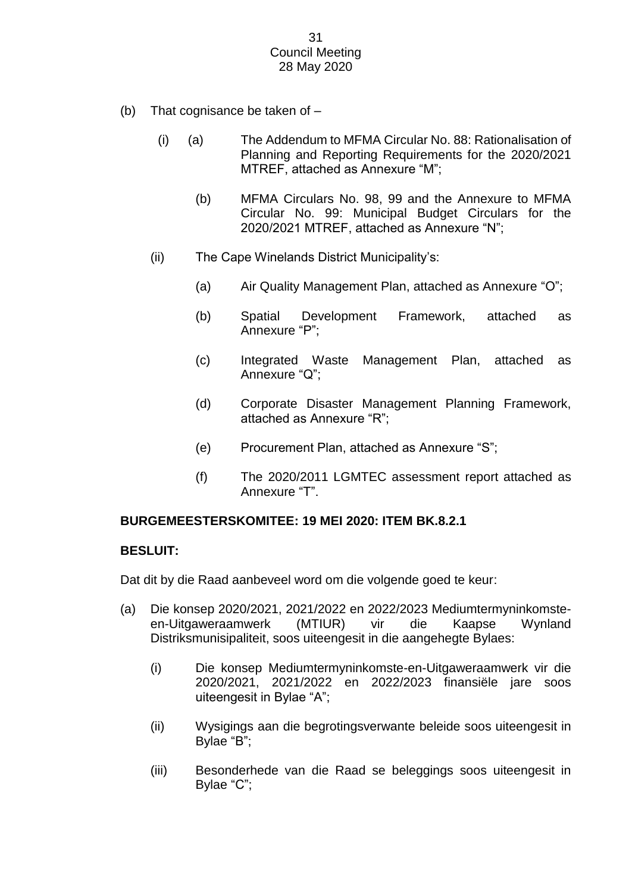(b) That cognisance be taken of –

   (i) (a) The Addendum to MFMA Circular No. 88: Rationalisation of Planning and Reporting Requirements for the 2020/2021 MTREF, attached as Annexure "M";

      (b) MFMA Circulars No. 98, 99 and the Annexure to MFMA Circular No. 99: Municipal Budget Circulars for the 2020/2021 MTREF, attached as Annexure "N";

   (ii) The Cape Winelands District Municipality's:

      (a) Air Quality Management Plan, attached as Annexure "O";

      (b) Spatial Development Framework, attached as Annexure "P";

      (c) Integrated Waste Management Plan, attached as Annexure "Q";

      (d) Corporate Disaster Management Planning Framework, attached as Annexure "R";

      (e) Procurement Plan, attached as Annexure "S";

      (f) The 2020/2011 LGMTEC assessment report attached as Annexure "T".

**BURGEMEESTERSKOMITEE: 19 MEI 2020: ITEM BK.8.2.1**

**BESLUIT:**

Dat dit by die Raad aanbeveel word om die volgende goed te keur:

(a) Die konsep 2020/2021, 2021/2022 en 2022/2023 Mediumtermyninkomste-en-Uitgaweraamwerk (MTIUR) vir die Kaapse Wynland Distriksmunisipaliteit, soos uiteengesit in die aangehegte Bylaes:

   (i) Die konsep Mediumtermyninkomste-en-Uitgaweraamwerk vir die 2020/2021, 2021/2022 en 2022/2023 finansiële jare soos uiteengesit in Bylae "A";

   (ii) Wysigings aan die begrotingsverwante beleide soos uiteengesit in Bylae "B";

   (iii) Besonderhede van die Raad se beleggings soos uiteengesit in Bylae "C";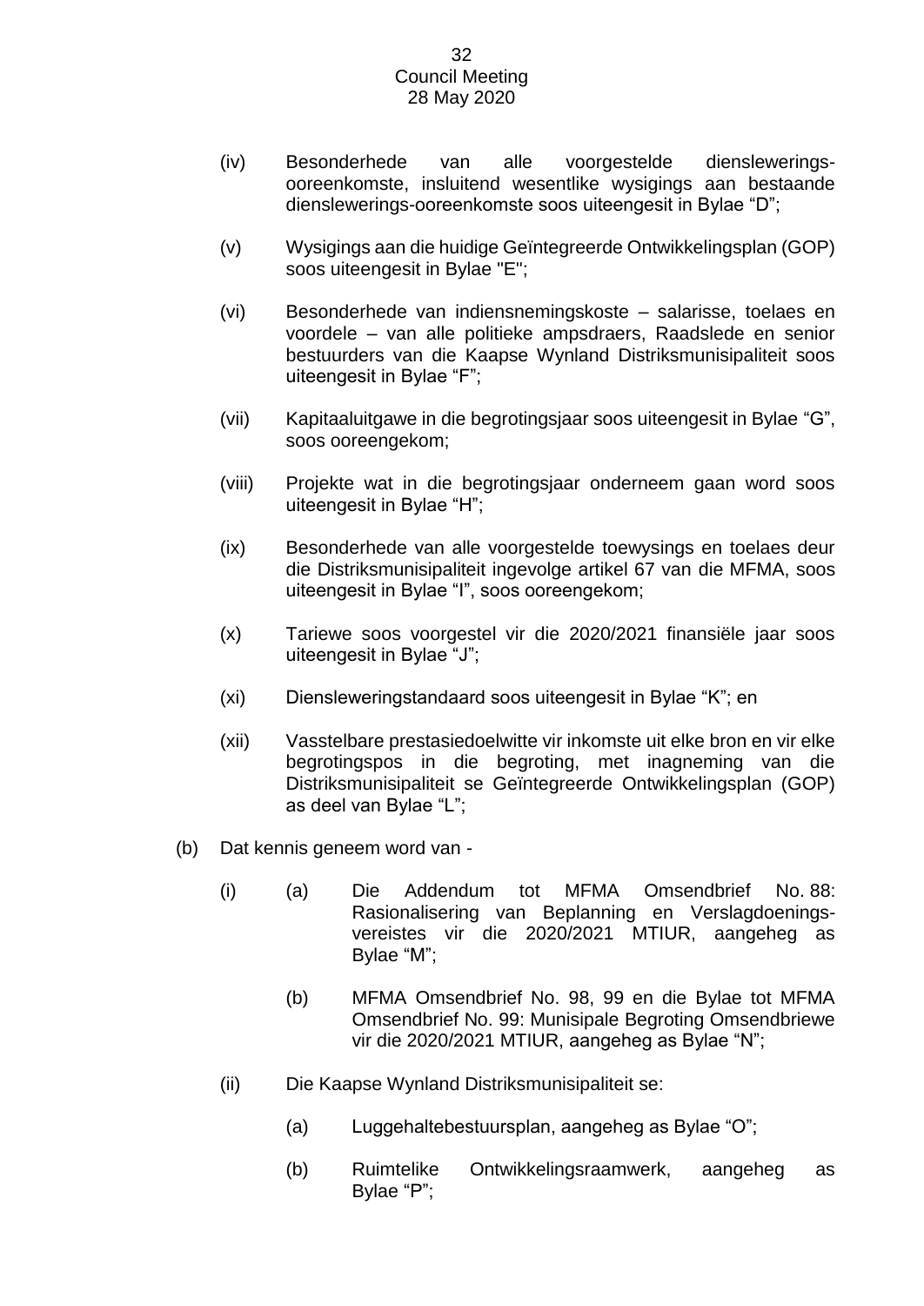(iv) Besonderhede van alle voorgestelde dienslewerings-ooreenkomste, insluitend wesentlike wysigings aan bestaande dienslewerings-ooreenkomste soos uiteengesit in Bylae “D”;

(v) Wysigings aan die huidige Geïntegreerde Ontwikkelingsplan (GOP) soos uiteengesit in Bylae "E";

(vi) Besonderhede van indiensnemingskoste – salarisse, toelaes en voordele – van alle politieke ampsdraers, Raadslede en senior bestuurders van die Kaapse Wynland Distriksmunisipaliteit soos uiteengesit in Bylae “F”;

(vii) Kapitaaluitgawe in die begrotingsjaar soos uiteengesit in Bylae “G”, soos ooreengekom;

(viii) Projekte wat in die begrotingsjaar onderneem gaan word soos uiteengesit in Bylae “H”;

(ix) Besonderhede van alle voorgestelde toewysings en toelaes deur die Distriksmunisipaliteit ingevolge artikel 67 van die MFMA, soos uiteengesit in Bylae “I”, soos ooreengekom;

(x) Tariewe soos voorgestel vir die 2020/2021 finansiële jaar soos uiteengesit in Bylae “J”;

(xi) Diensleweringstandaard soos uiteengesit in Bylae “K”; en

(xii) Vasstelbare prestasiedoelwitte vir inkomste uit elke bron en vir elke begrotingspos in die begroting, met inagneming van die Distriksmunisipaliteit se Geïntegreerde Ontwikkelingsplan (GOP) as deel van Bylae “L”;

(b) Dat kennis geneem word van -

(i)
  (a) Die Addendum tot MFMA Omsendbrief No. 88: Rasionalisering van Beplanning en Verslagdoenings-vereistes vir die 2020/2021 MTIUR, aangeheg as Bylae “M”;

  (b) MFMA Omsendbrief No. 98, 99 en die Bylae tot MFMA Omsendbrief No. 99: Munisipale Begroting Omsendbriewe vir die 2020/2021 MTIUR, aangeheg as Bylae “N”;

(ii) Die Kaapse Wynland Distriksmunisipaliteit se:

  (a) Luggehaltebestuursplan, aangeheg as Bylae “O”;

  (b) Ruimtelike Ontwikkelingsraamwerk, aangeheg as Bylae “P”;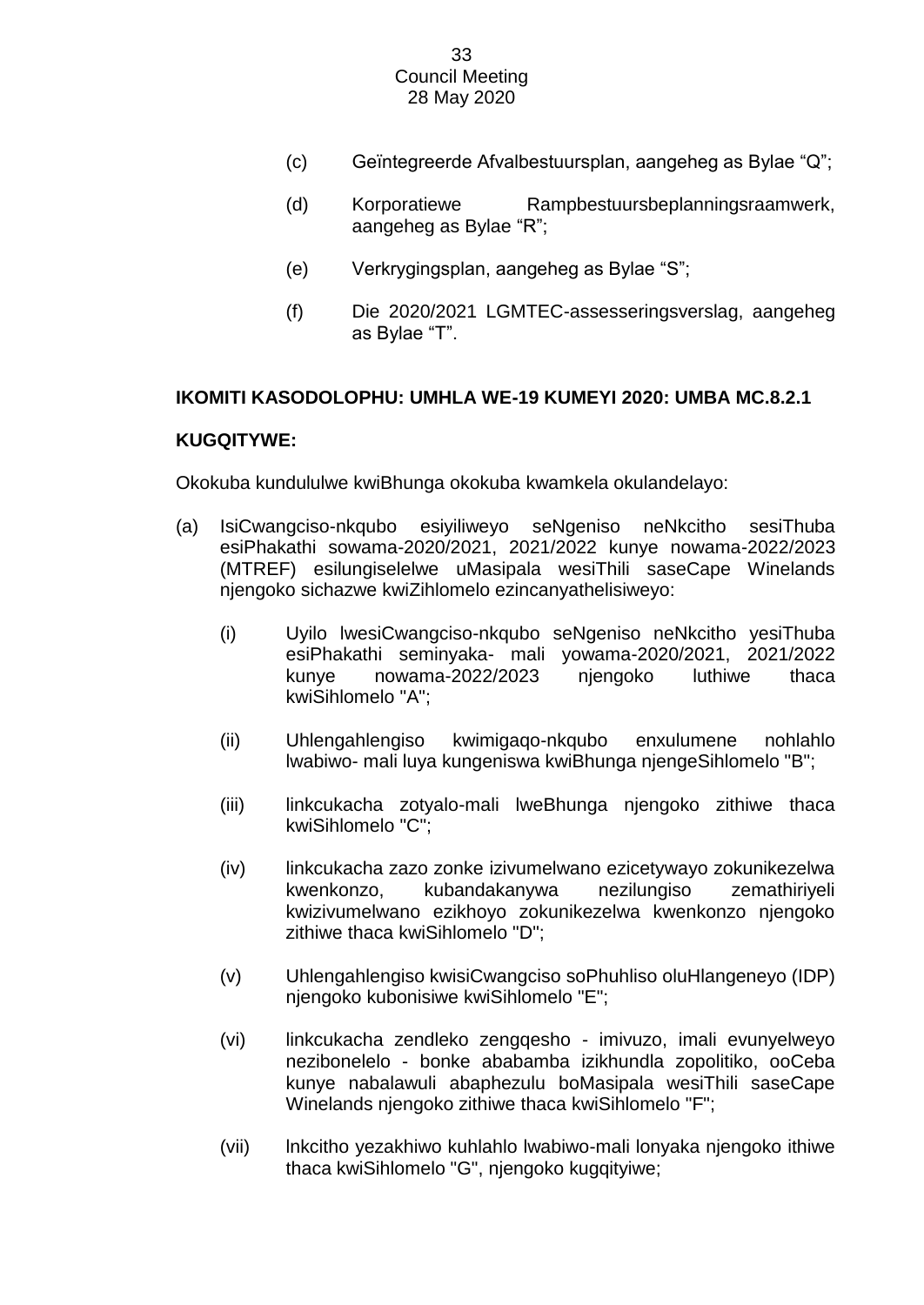(c) Geïntegreerde Afvalbestuursplan, aangeheg as Bylae “Q”;

(d) Korporatiewe Rampbestuursbeplanningsraamwerk, aangeheg as Bylae “R”;

(e) Verkrygingsplan, aangeheg as Bylae “S”;

(f) Die 2020/2021 LGMTEC-assesseringsverslag, aangeheg as Bylae “T”.

**IKOMITI KASODOLOPHU: UMHLA WE-19 KUMEYI 2020: UMBA MC.8.2.1**

**KUGQITYWE:**

Okokuba kundululwe kwiBhunga okokuba kwamkela okulandelayo:

(a) IsiCwangciso-nkqubo esiyiliweyo seNgeniso neNkcitho sesiThuba esiPhakathi sowama-2020/2021, 2021/2022 kunye nowama-2022/2023 (MTREF) esilungiselelwe uMasipala wesiThili saseCape Winelands njengoko sichazwe kwiZihlomelo ezincanyathelisiweyo:

   (i) Uyilo lwesiCwangciso-nkqubo seNgeniso neNkcitho yesiThuba esiPhakathi seminyaka- mali yowama-2020/2021, 2021/2022 kunye nowama-2022/2023 njengoko luthiwe thaca kwiSihlomelo "A";

   (ii) Uhlengahlengiso kwimigaqo-nkqubo enxulumene nohlahlo lwabiwo- mali luya kungeniswa kwiBhunga njengeSihlomelo "B";

   (iii) Iinkcukacha zotyalo-mali lweBhunga njengoko zithiwe thaca kwiSihlomelo "C";

   (iv) Iinkcukacha zazo zonke izivumelwano ezicetywayo zokunikezelwa kwenkonzo, kubandakanywa nezilungiso zemathiriyeli kwizivumelwano ezikhoyo zokunikezelwa kwenkonzo njengoko zithiwe thaca kwiSihlomelo "D";

   (v) Uhlengahlengiso kwisiCwangciso soPhuhliso oluHlangeneyo (IDP) njengoko kubonisiwe kwiSihlomelo "E";

   (vi) Iinkcukacha zendleko zengqesho - imivuzo, imali evunyelweyo nezibonelelo - bonke ababamba izikhundla zopolitiko, ooCeba kunye nabalawuli abaphezulu boMasipala wesiThili saseCape Winelands njengoko zithiwe thaca kwiSihlomelo "F";

   (vii) Inkcitho yezakhiwo kuhlahlo lwabiwo-mali lonyaka njengoko ithiwe thaca kwiSihlomelo "G", njengoko kugqityiwe;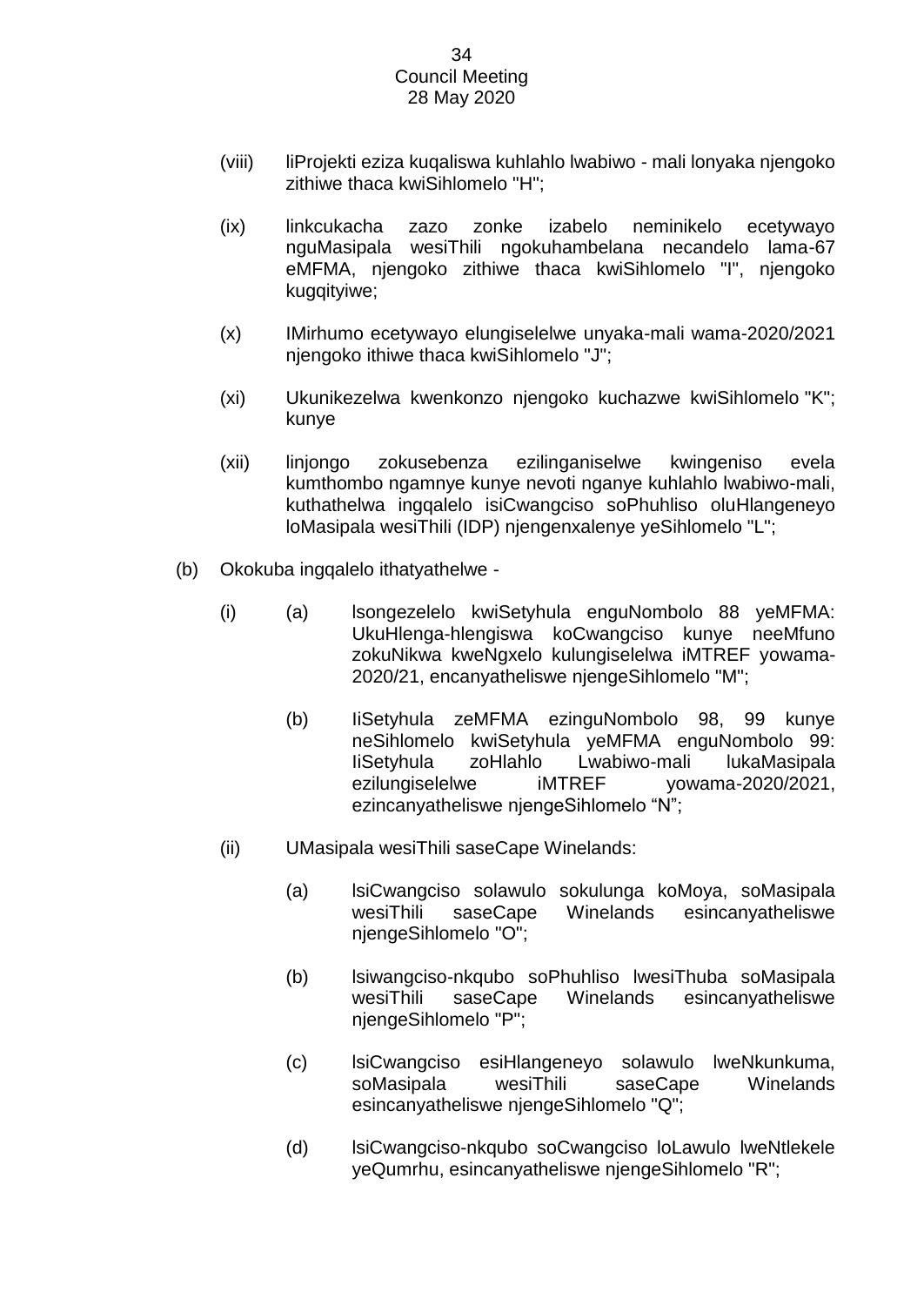(viii) IiProjekti eziza kuqaliswa kuhlahlo lwabiwo - mali lonyaka njengoko zithiwe thaca kwiSihlomelo "H";

(ix) Iinkcukacha zazo zonke izabelo neminikelo ecetywayo nguMasipala wesiThili ngokuhambelana necandelo lama-67 eMFMA, njengoko zithiwe thaca kwiSihlomelo "I", njengoko kugqityiwe;

(x) IMirhumo ecetywayo elungiselelwe unyaka-mali wama-2020/2021 njengoko ithiwe thaca kwiSihlomelo "J";

(xi) Ukunikezelwa kwenkonzo njengoko kuchazwe kwiSihlomelo "K"; kunye

(xii) Iinjongo zokusebenza ezilinganiselwe kwingeniso evela kumthombo ngamnye kunye nevoti nganye kuhlahlo lwabiwo-mali, kuthathelwa ingqalelo isiCwangciso soPhuhliso oluHlangeneyo loMasipala wesiThili (IDP) njengenxalenye yeSihlomelo "L";

(b) Okokuba ingqalelo ithatyathelwe -

(i) (a) Isongezelelo kwiSetyhula enguNombolo 88 yeMFMA: UkuHlenga-hlengiswa koCwangciso kunye neeMfuno zokuNikwa kweNgxelo kulungiselelwa iMTREF yowama-2020/21, encanyatheliswe njengeSihlomelo "M";

(b) IiSetyhula zeMFMA ezinguNombolo 98, 99 kunye neSihlomelo kwiSetyhula yeMFMA enguNombolo 99: IiSetyhula zoHlahlo Lwabiwo-mali lukaMasipala ezilungiselelwe iMTREF yowama-2020/2021, ezincanyatheliswe njengeSihlomelo "N";

(ii) UMasipala wesiThili saseCape Winelands:

(a) IsiCwangciso solawulo sokulunga koMoya, soMasipala wesiThili saseCape Winelands esincanyatheliswe njengeSihlomelo "O";

(b) Isiwangciso-nkqubo soPhuhliso lwesiThuba soMasipala wesiThili saseCape Winelands esincanyatheliswe njengeSihlomelo "P";

(c) IsiCwangciso esiHlangeneyo solawulo lweNkunkuma, soMasipala wesiThili saseCape Winelands esincanyatheliswe njengeSihlomelo "Q";

(d) IsiCwangciso-nkqubo soCwangciso loLawulo lweNtlekele yeQumrhu, esincanyatheliswe njengeSihlomelo "R";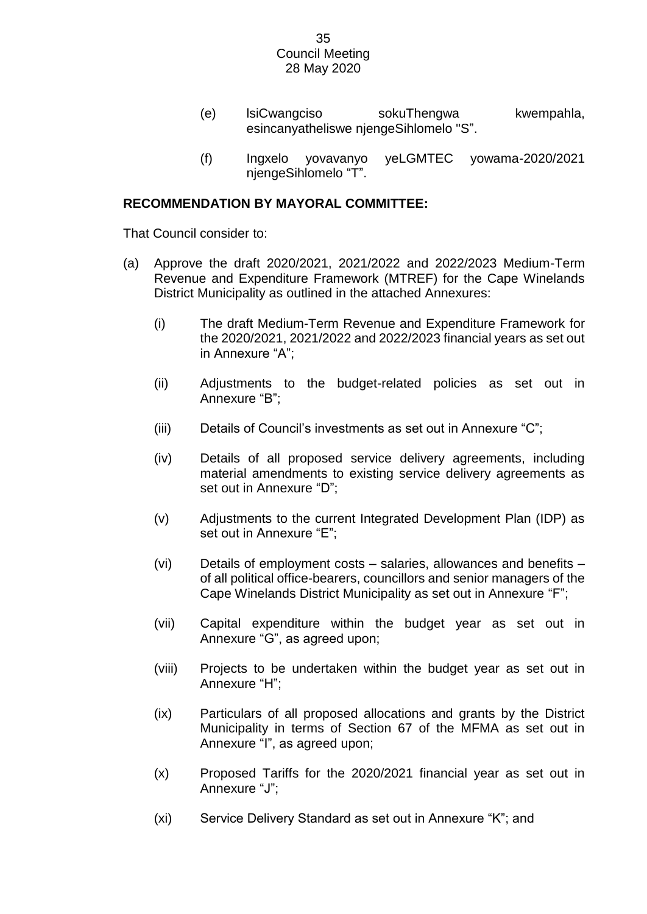(e) IsiCwangciso sokuThengwa kwempahla, esincanyatheliswe njengeSihlomelo "S".

(f) Ingxelo yovavanyo yeLGMTEC yowama-2020/2021 njengeSihlomelo "T".

**RECOMMENDATION BY MAYORAL COMMITTEE:**

That Council consider to:

(a) Approve the draft 2020/2021, 2021/2022 and 2022/2023 Medium-Term Revenue and Expenditure Framework (MTREF) for the Cape Winelands District Municipality as outlined in the attached Annexures:

(i) The draft Medium-Term Revenue and Expenditure Framework for the 2020/2021, 2021/2022 and 2022/2023 financial years as set out in Annexure "A";

(ii) Adjustments to the budget-related policies as set out in Annexure "B";

(iii) Details of Council's investments as set out in Annexure "C";

(iv) Details of all proposed service delivery agreements, including material amendments to existing service delivery agreements as set out in Annexure "D";

(v) Adjustments to the current Integrated Development Plan (IDP) as set out in Annexure "E";

(vi) Details of employment costs – salaries, allowances and benefits – of all political office-bearers, councillors and senior managers of the Cape Winelands District Municipality as set out in Annexure "F";

(vii) Capital expenditure within the budget year as set out in Annexure "G", as agreed upon;

(viii) Projects to be undertaken within the budget year as set out in Annexure "H";

(ix) Particulars of all proposed allocations and grants by the District Municipality in terms of Section 67 of the MFMA as set out in Annexure "I", as agreed upon;

(x) Proposed Tariffs for the 2020/2021 financial year as set out in Annexure "J";

(xi) Service Delivery Standard as set out in Annexure "K"; and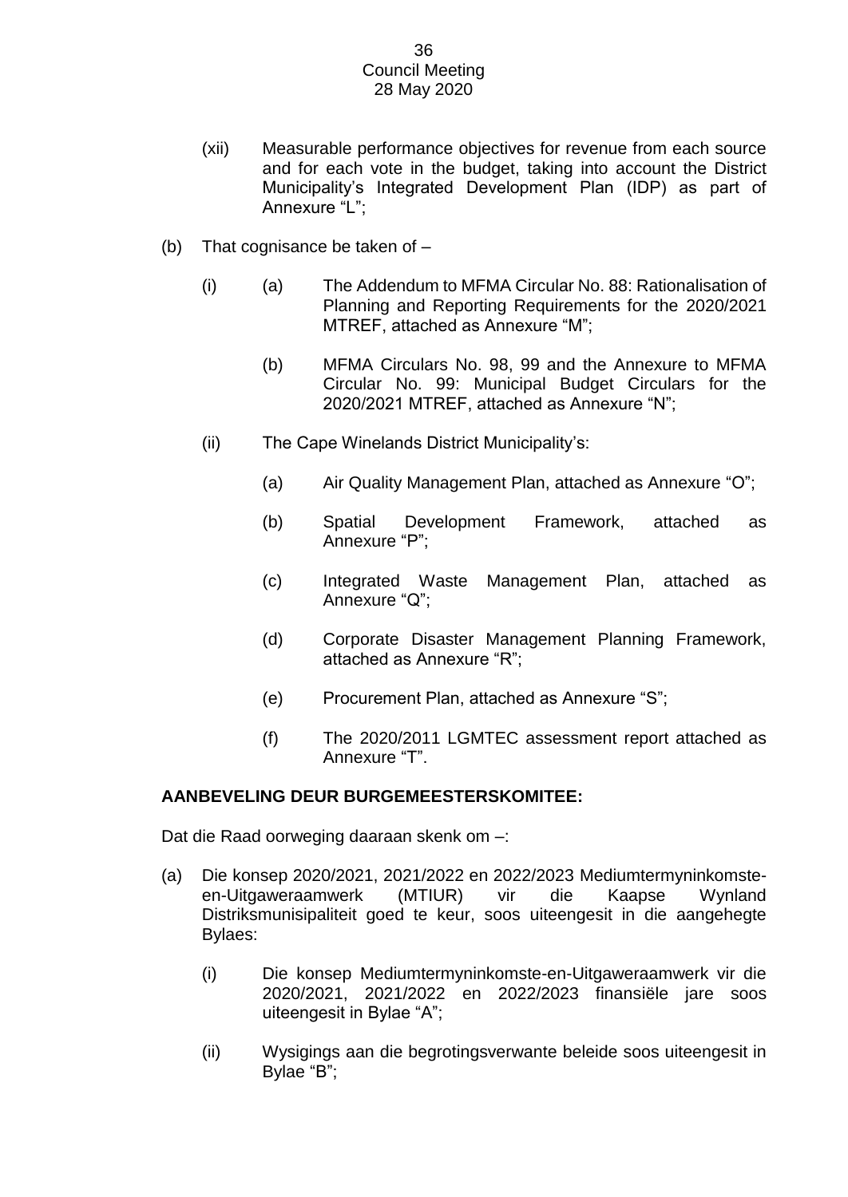(xii) Measurable performance objectives for revenue from each source and for each vote in the budget, taking into account the District Municipality's Integrated Development Plan (IDP) as part of Annexure "L";

(b) That cognisance be taken of –

(i) (a) The Addendum to MFMA Circular No. 88: Rationalisation of Planning and Reporting Requirements for the 2020/2021 MTREF, attached as Annexure "M";

(b) MFMA Circulars No. 98, 99 and the Annexure to MFMA Circular No. 99: Municipal Budget Circulars for the 2020/2021 MTREF, attached as Annexure "N";

(ii) The Cape Winelands District Municipality's:

(a) Air Quality Management Plan, attached as Annexure "O";

(b) Spatial Development Framework, attached as Annexure "P";

(c) Integrated Waste Management Plan, attached as Annexure "Q";

(d) Corporate Disaster Management Planning Framework, attached as Annexure "R";

(e) Procurement Plan, attached as Annexure "S";

(f) The 2020/2011 LGMTEC assessment report attached as Annexure "T".

**AANBEVELING DEUR BURGEMEESTERSKOMITEE:**

Dat die Raad oorweging daaraan skenk om –:

(a) Die konsep 2020/2021, 2021/2022 en 2022/2023 Mediumtermyninkomste-en-Uitgaweraamwerk (MTIUR) vir die Kaapse Wynland Distriksmunisipaliteit goed te keur, soos uiteengesit in die aangehegte Bylaes:

(i) Die konsep Mediumtermyninkomste-en-Uitgaweraamwerk vir die 2020/2021, 2021/2022 en 2022/2023 finansiële jare soos uiteengesit in Bylae "A";

(ii) Wysigings aan die begrotingsverwante beleide soos uiteengesit in Bylae "B";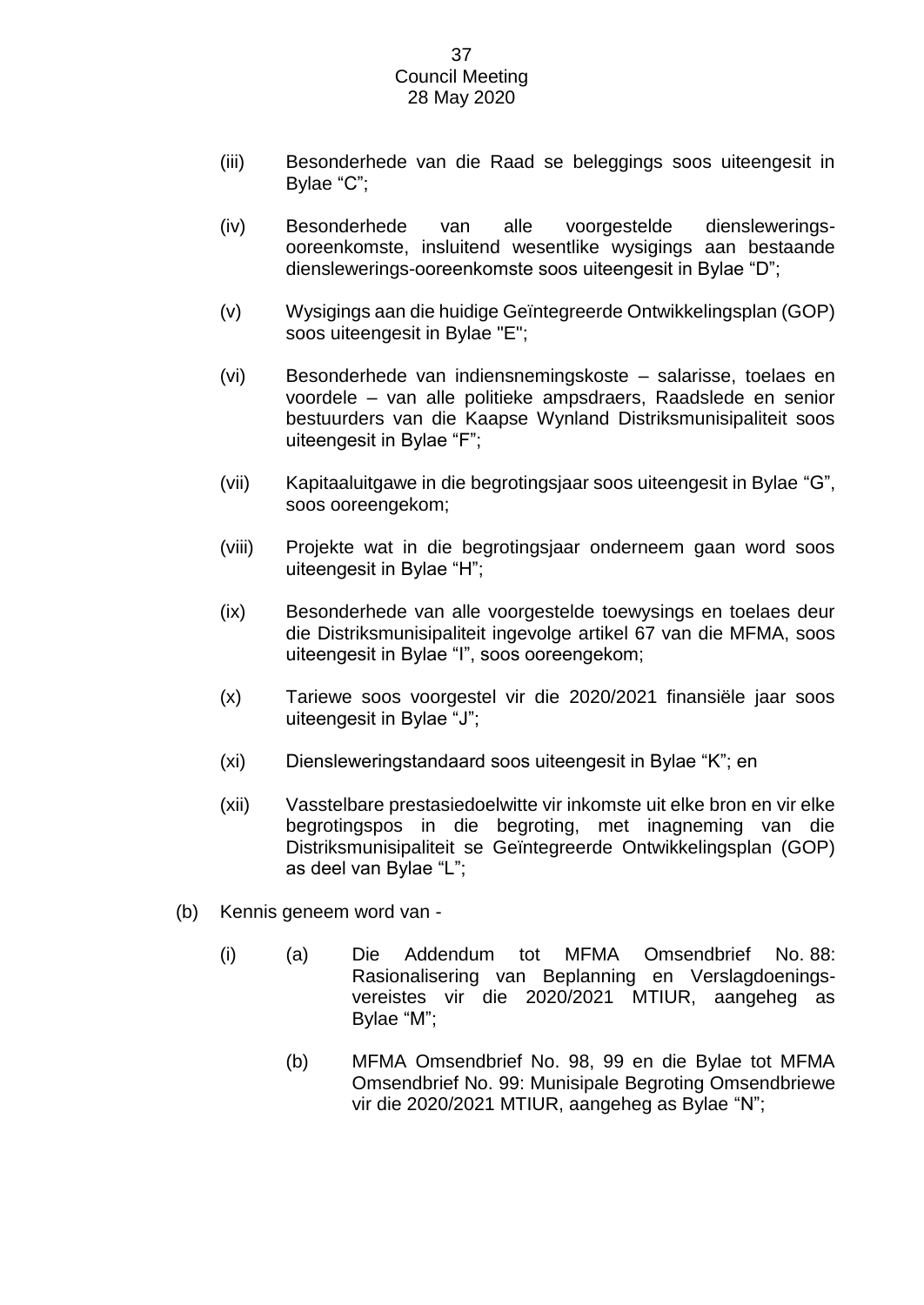(iii) Besonderhede van die Raad se beleggings soos uiteengesit in Bylae “C”;

(iv) Besonderhede van alle voorgestelde dienslewerings-ooreenkomste, insluitend wesentlike wysigings aan bestaande dienslewerings-ooreenkomste soos uiteengesit in Bylae “D”;

(v) Wysigings aan die huidige Geïntegreerde Ontwikkelingsplan (GOP) soos uiteengesit in Bylae "E";

(vi) Besonderhede van indiensnemingskoste – salarisse, toelaes en voordele – van alle politieke ampsdraers, Raadslede en senior bestuurders van die Kaapse Wynland Distriksmunisipaliteit soos uiteengesit in Bylae “F”;

(vii) Kapitaaluitgawe in die begrotingsjaar soos uiteengesit in Bylae “G”, soos ooreengekom;

(viii) Projekte wat in die begrotingsjaar onderneem gaan word soos uiteengesit in Bylae “H”;

(ix) Besonderhede van alle voorgestelde toewysings en toelaes deur die Distriksmunisipaliteit ingevolge artikel 67 van die MFMA, soos uiteengesit in Bylae “I”, soos ooreengekom;

(x) Tariewe soos voorgestel vir die 2020/2021 finansiële jaar soos uiteengesit in Bylae “J”;

(xi) Diensleweringstandaard soos uiteengesit in Bylae “K”; en

(xii) Vasstelbare prestasiedoelwitte vir inkomste uit elke bron en vir elke begrotingspos in die begroting, met inagneming van die Distriksmunisipaliteit se Geïntegreerde Ontwikkelingsplan (GOP) as deel van Bylae “L”;

(b) Kennis geneem word van -

(i) (a) Die Addendum tot MFMA Omsendbrief No. 88: Rasionalisering van Beplanning en Verslagdoenings-vereistes vir die 2020/2021 MTIUR, aangeheg as Bylae “M”;

(b) MFMA Omsendbrief No. 98, 99 en die Bylae tot MFMA Omsendbrief No. 99: Munisipale Begroting Omsendbriewe vir die 2020/2021 MTIUR, aangeheg as Bylae “N”;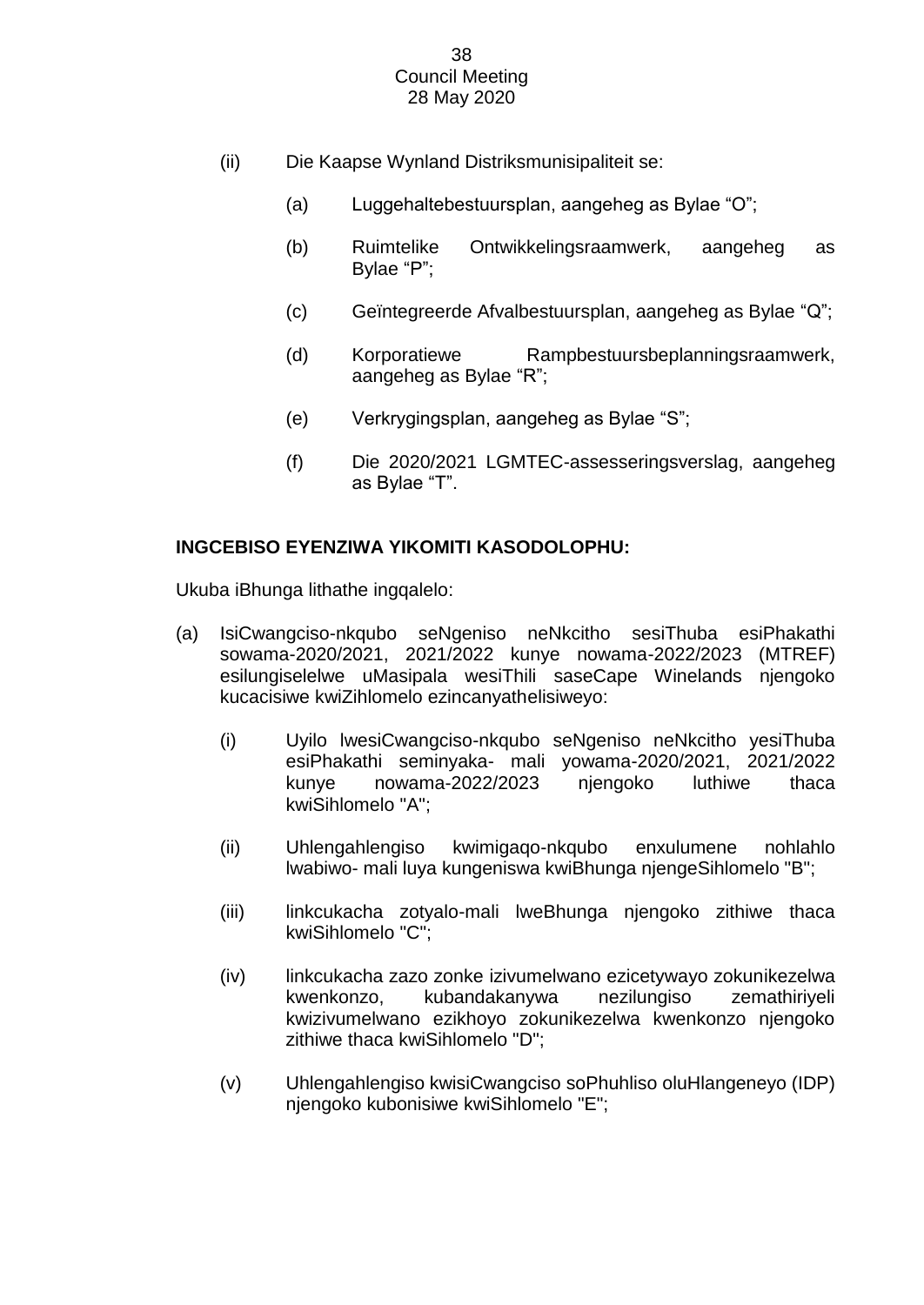(ii) Die Kaapse Wynland Distriksmunisipaliteit se:

  (a) Luggehaltebestuursplan, aangeheg as Bylae “O”;

  (b) Ruimtelike Ontwikkelingsraamwerk, aangeheg as Bylae “P”;

  (c) Geïntegreerde Afvalbestuursplan, aangeheg as Bylae “Q”;

  (d) Korporatiewe Rampbestuursbeplanningsraamwerk, aangeheg as Bylae “R”;

  (e) Verkrygingsplan, aangeheg as Bylae “S”;

  (f) Die 2020/2021 LGMTEC-assesseringsverslag, aangeheg as Bylae “T”.

**INGCEBISO EYENZIWA YIKOMITI KASODOLOPHU:**

Ukuba iBhunga lithathe ingqalelo:

(a) IsiCwangciso-nkqubo seNgeniso neNkcitho sesiThuba esiPhakathi sowama-2020/2021, 2021/2022 kunye nowama-2022/2023 (MTREF) esilungiselelwe uMasipala wesiThili saseCape Winelands njengoko kucacisiwe kwiZihlomelo ezincanyathelisiweyo:

  (i) Uyilo lwesiCwangciso-nkqubo seNgeniso neNkcitho yesiThuba esiPhakathi seminyaka- mali yowama-2020/2021, 2021/2022 kunye nowama-2022/2023 njengoko luthiwe thaca kwiSihlomelo "A";

  (ii) Uhlengahlengiso kwimigaqo-nkqubo enxulumene nohlahlo lwabiwo- mali luya kungeniswa kwiBhunga njengeSihlomelo "B";

  (iii) Iinkcukacha zotyalo-mali lweBhunga njengoko zithiwe thaca kwiSihlomelo "C";

  (iv) Iinkcukacha zazo zonke izivumelwano ezicetywayo zokunikezelwa kwenkonzo, kubandakanywa nezilungiso zemathiriyeli kwizivumelwano ezikhoyo zokunikezelwa kwenkonzo njengoko zithiwe thaca kwiSihlomelo "D";

  (v) Uhlengahlengiso kwisiCwangciso soPhuhliso oluHlangeneyo (IDP) njengoko kubonisiwe kwiSihlomelo "E";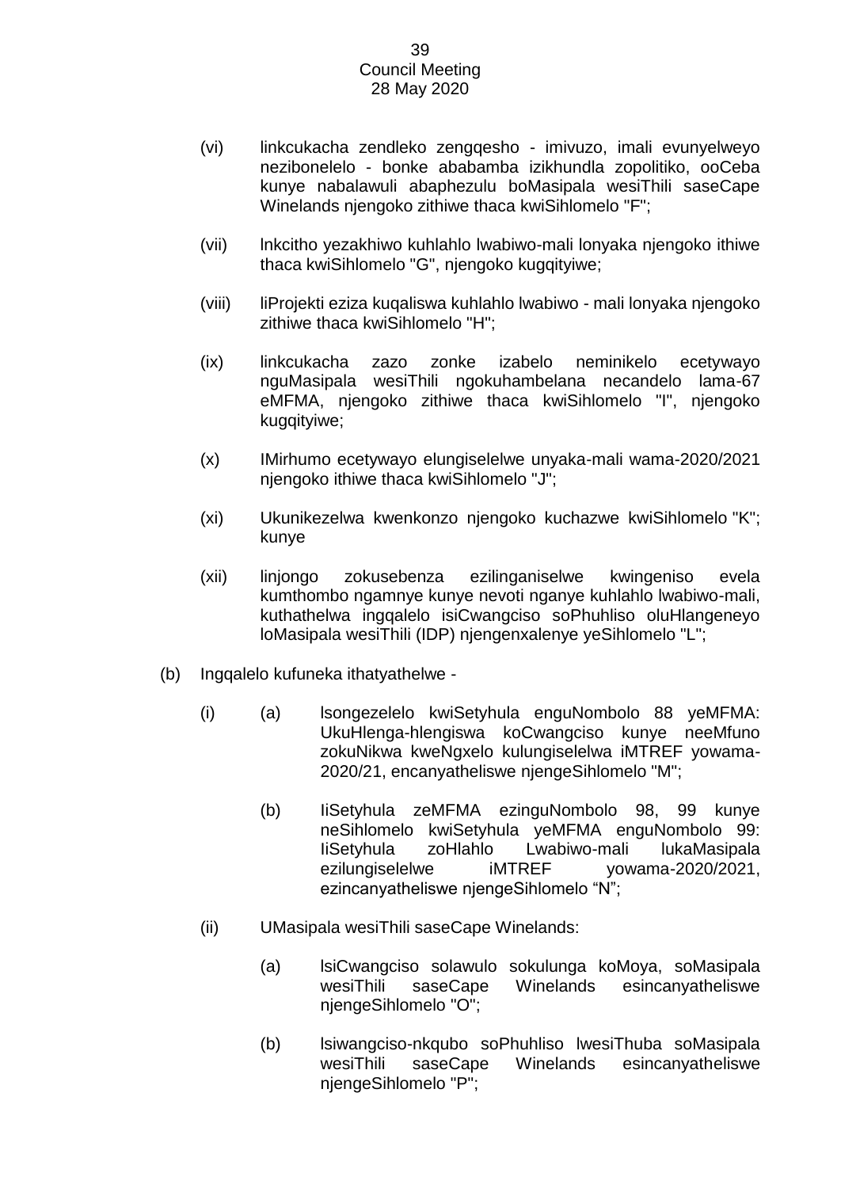(vi) Iinkcukacha zendleko zengqesho - imivuzo, imali evunyelweyo nezibonelelo - bonke ababamba izikhundla zopolitiko, ooCeba kunye nabalawuli abaphezulu boMasipala wesiThili saseCape Winelands njengoko zithiwe thaca kwiSihlomelo "F";

(vii) Inkcitho yezakhiwo kuhlahlo lwabiwo-mali lonyaka njengoko ithiwe thaca kwiSihlomelo "G", njengoko kugqityiwe;

(viii) IiProjekti eziza kuqaliswa kuhlahlo lwabiwo - mali lonyaka njengoko zithiwe thaca kwiSihlomelo "H";

(ix) Iinkcukacha zazo zonke izabelo neminikelo ecetywayo nguMasipala wesiThili ngokuhambelana necandelo lama-67 eMFMA, njengoko zithiwe thaca kwiSihlomelo "I", njengoko kugqityiwe;

(x) IMirhumo ecetywayo elungiselelwe unyaka-mali wama-2020/2021 njengoko ithiwe thaca kwiSihlomelo "J";

(xi) Ukunikezelwa kwenkonzo njengoko kuchazwe kwiSihlomelo "K"; kunye

(xii) Iinjongo zokusebenza ezilinganiselwe kwingeniso evela kumthombo ngamnye kunye nevoti nganye kuhlahlo lwabiwo-mali, kuthathelwa ingqalelo isiCwangciso soPhuhliso oluHlangeneyo loMasipala wesiThili (IDP) njengenxalenye yeSihlomelo "L";

(b) Ingqalelo kufuneka ithatyathelwe -

(i) (a) Isongezelelo kwiSetyhula enguNombolo 88 yeMFMA: UkuHlenga-hlengiswa koCwangciso kunye neeMfuno zokuNikwa kweNgxelo kulungiselelwa iMTREF yowama-2020/21, encanyatheliswe njengeSihlomelo "M";

(b) IiSetyhula zeMFMA ezinguNombolo 98, 99 kunye neSihlomelo kwiSetyhula yeMFMA enguNombolo 99: IiSetyhula zoHlahlo Lwabiwo-mali lukaMasipala ezilungiselelwe iMTREF yowama-2020/2021, ezincanyatheliswe njengeSihlomelo "N";

(ii) UMasipala wesiThili saseCape Winelands:

(a) IsiCwangciso solawulo sokulunga koMoya, soMasipala wesiThili saseCape Winelands esincanyatheliswe njengeSihlomelo "O";

(b) Isiwangciso-nkqubo soPhuhliso lwesiThuba soMasipala wesiThili saseCape Winelands esincanyatheliswe njengeSihlomelo "P";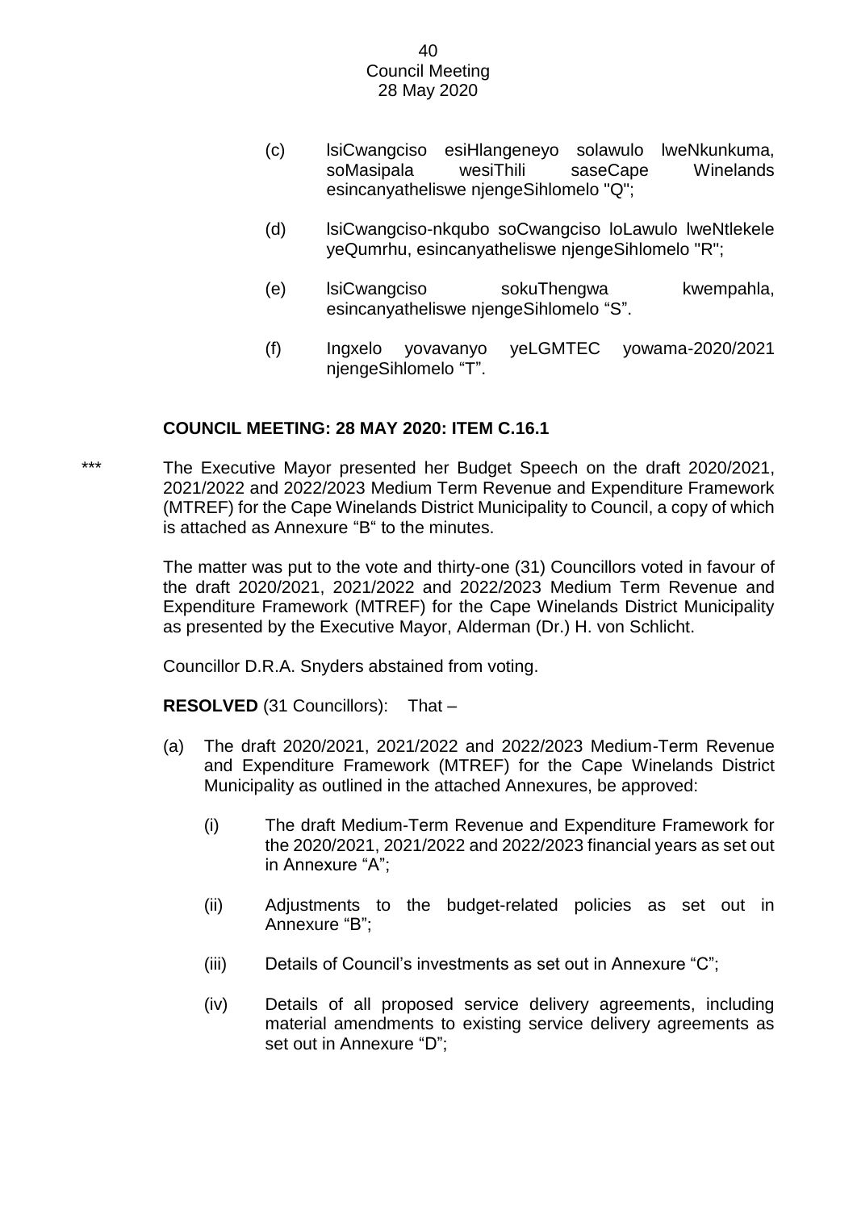(c) IsiCwangciso esiHlangeneyo solawulo lweNkunkuma, soMasipala wesiThili saseCape Winelands esincanyatheliswe njengeSihlomelo "Q";

(d) IsiCwangciso-nkqubo soCwangciso loLawulo lweNtlekele yeQumrhu, esincanyatheliswe njengeSihlomelo "R";

(e) IsiCwangciso sokuThengwa kwempahla, esincanyatheliswe njengeSihlomelo "S".

(f) Ingxelo yovavanyo yeLGMTEC yowama-2020/2021 njengeSihlomelo "T".

**COUNCIL MEETING: 28 MAY 2020: ITEM C.16.1**

\*\*\* The Executive Mayor presented her Budget Speech on the draft 2020/2021, 2021/2022 and 2022/2023 Medium Term Revenue and Expenditure Framework (MTREF) for the Cape Winelands District Municipality to Council, a copy of which is attached as Annexure "B" to the minutes.

The matter was put to the vote and thirty-one (31) Councillors voted in favour of the draft 2020/2021, 2021/2022 and 2022/2023 Medium Term Revenue and Expenditure Framework (MTREF) for the Cape Winelands District Municipality as presented by the Executive Mayor, Alderman (Dr.) H. von Schlicht.

Councillor D.R.A. Snyders abstained from voting.

**RESOLVED** (31 Councillors): That –

(a) The draft 2020/2021, 2021/2022 and 2022/2023 Medium-Term Revenue and Expenditure Framework (MTREF) for the Cape Winelands District Municipality as outlined in the attached Annexures, be approved:

(i) The draft Medium-Term Revenue and Expenditure Framework for the 2020/2021, 2021/2022 and 2022/2023 financial years as set out in Annexure "A";

(ii) Adjustments to the budget-related policies as set out in Annexure "B";

(iii) Details of Council's investments as set out in Annexure "C";

(iv) Details of all proposed service delivery agreements, including material amendments to existing service delivery agreements as set out in Annexure "D";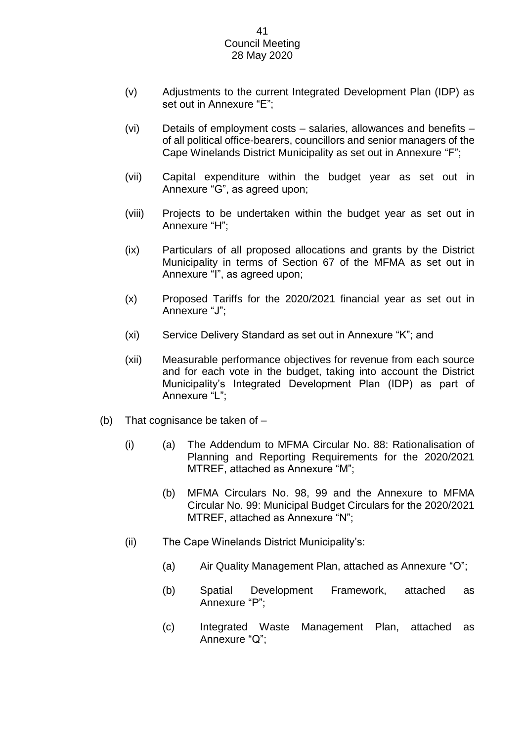(v) Adjustments to the current Integrated Development Plan (IDP) as set out in Annexure "E";

(vi) Details of employment costs – salaries, allowances and benefits – of all political office-bearers, councillors and senior managers of the Cape Winelands District Municipality as set out in Annexure "F";

(vii) Capital expenditure within the budget year as set out in Annexure "G", as agreed upon;

(viii) Projects to be undertaken within the budget year as set out in Annexure "H";

(ix) Particulars of all proposed allocations and grants by the District Municipality in terms of Section 67 of the MFMA as set out in Annexure "I", as agreed upon;

(x) Proposed Tariffs for the 2020/2021 financial year as set out in Annexure "J";

(xi) Service Delivery Standard as set out in Annexure "K"; and

(xii) Measurable performance objectives for revenue from each source and for each vote in the budget, taking into account the District Municipality's Integrated Development Plan (IDP) as part of Annexure "L";

(b) That cognisance be taken of –

(i) (a) The Addendum to MFMA Circular No. 88: Rationalisation of Planning and Reporting Requirements for the 2020/2021 MTREF, attached as Annexure "M";

(b) MFMA Circulars No. 98, 99 and the Annexure to MFMA Circular No. 99: Municipal Budget Circulars for the 2020/2021 MTREF, attached as Annexure "N";

(ii) The Cape Winelands District Municipality's:

(a) Air Quality Management Plan, attached as Annexure "O";

(b) Spatial Development Framework, attached as Annexure "P";

(c) Integrated Waste Management Plan, attached as Annexure "Q";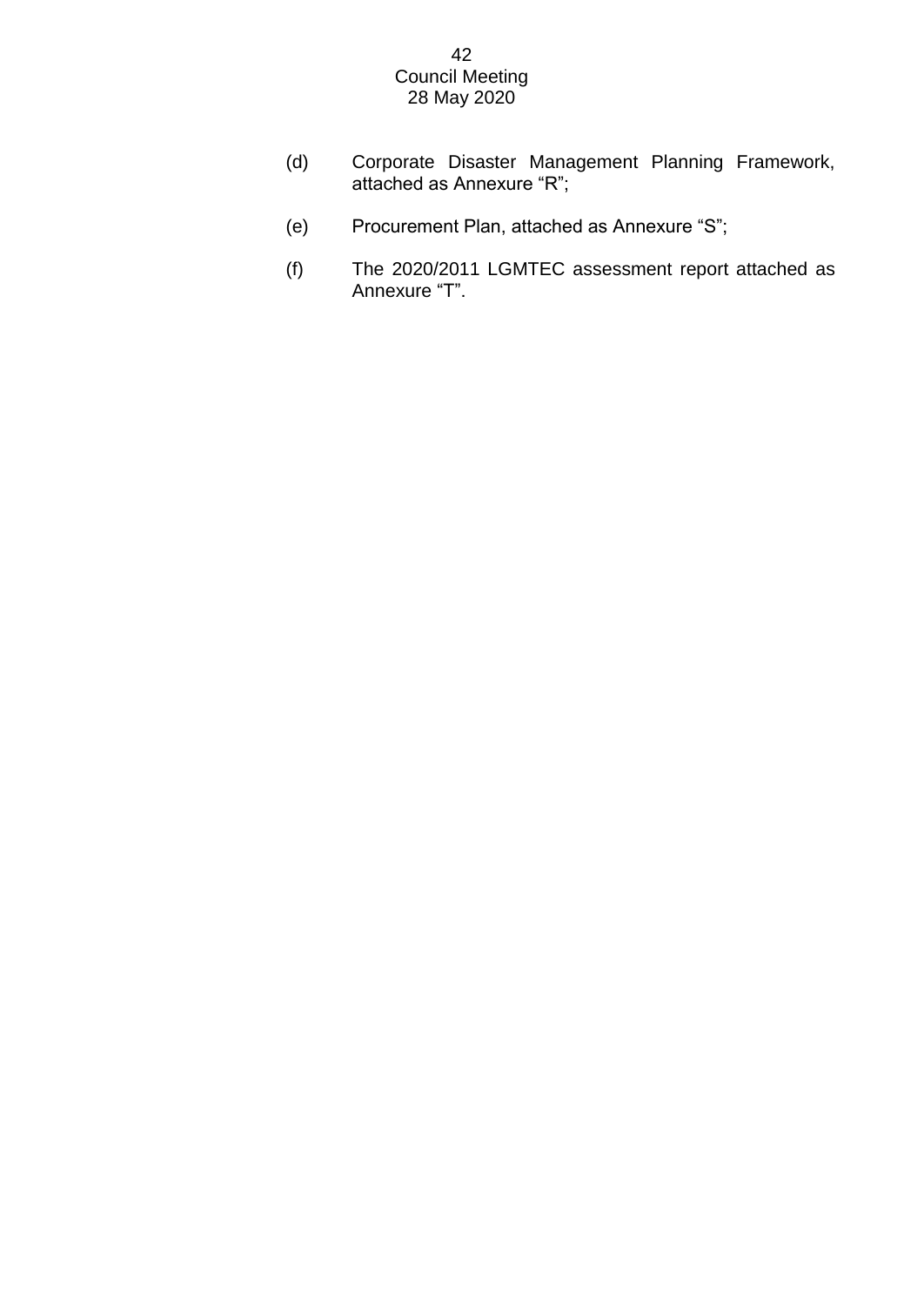(d) Corporate Disaster Management Planning Framework, attached as Annexure “R”;

(e) Procurement Plan, attached as Annexure “S”;

(f) The 2020/2011 LGMTEC assessment report attached as Annexure “T”.